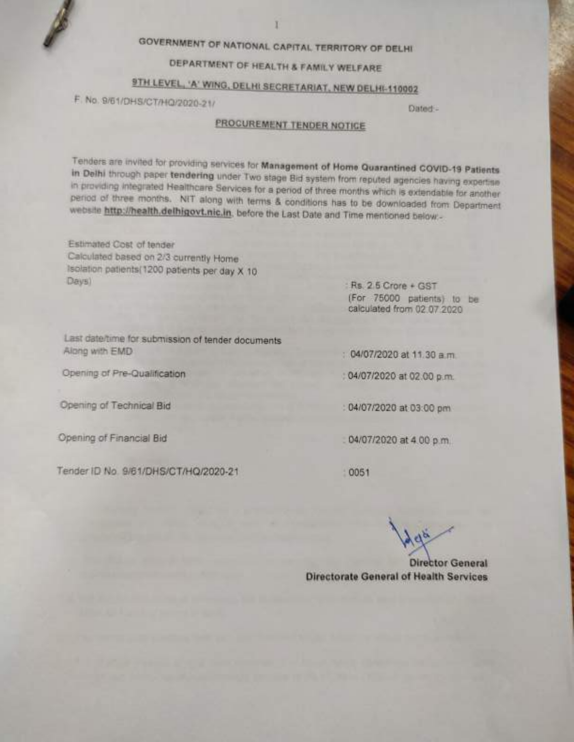**GOVERNMENT OF NATIONAL CAPITAL TERRITORY OF DELHI**

**DEPARTMENT OF HEALTH & FAMILY WELFARE**

**9TH LEVEL, 'A' WING, DELHI SECRETARIAT, NEW DELHI-110002**

F. No. 9/61/DHS/CT/HQ/2020-21/ Dated:-

**PROCUREMENT TENDER NOTICE**

Tenders are invited for providing services for **Management of Home Quarantined COVID-19 Patients in Delhi** through paper **tendering** under Two stage Bid system from reputed agencies having expertise in providing integrated Healthcare Services for a period of three months which is extendable for another period of three months. NIT along with terms & conditions has to be downloaded from Department website **http://health.delhigovt.nic.in**. before the Last Date and Time mentioned below:-

| | |
|---|---|
| Estimated Cost of tender Calculated based on 2/3 currently Home Isolation patients(1200 patients per day X 10 Days) | : Rs. 2.5 Crore + GST (For 75000 patients) to be calculated from 02.07.2020 |
| Last date/time for submission of tender documents Along with EMD | : 04/07/2020 at 11.30 a.m. |
| Opening of Pre-Qualification | : 04/07/2020 at 02.00 p.m. |
| Opening of Technical Bid | : 04/07/2020 at 03:00 pm |
| Opening of Financial Bid | : 04/07/2020 at 4.00 p.m. |
| Tender ID No. 9/61/DHS/CT/HQ/2020-21 | : 0051 |

**Director General**
**Directorate General of Health Services**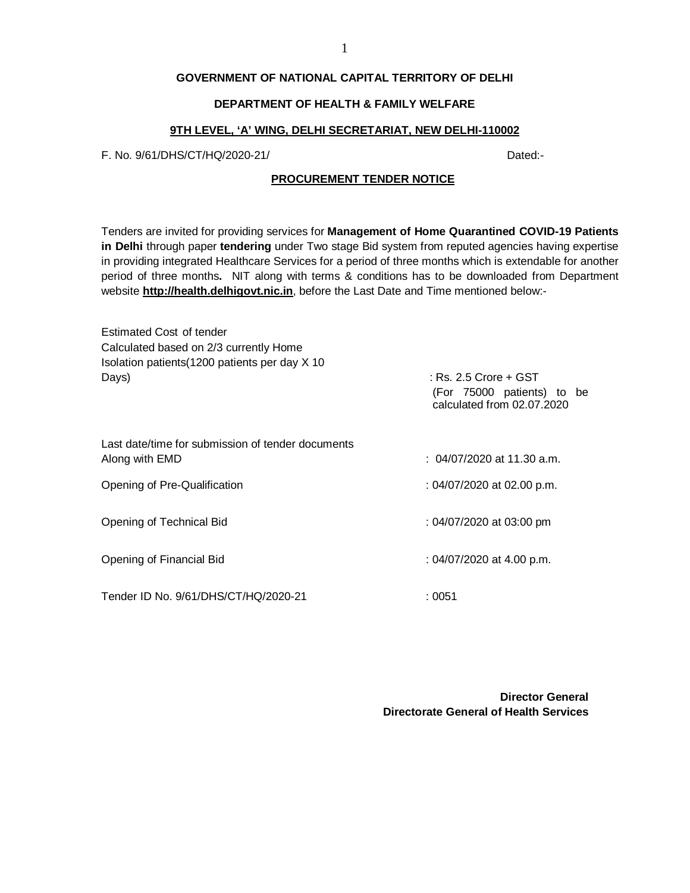**GOVERNMENT OF NATIONAL CAPITAL TERRITORY OF DELHI**

**DEPARTMENT OF HEALTH & FAMILY WELFARE**

**9TH LEVEL, 'A' WING, DELHI SECRETARIAT, NEW DELHI-110002**

F. No. 9/61/DHS/CT/HQ/2020-21/ Dated:-

**PROCUREMENT TENDER NOTICE**

Tenders are invited for providing services for **Management of Home Quarantined COVID-19 Patients in Delhi** through paper **tendering** under Two stage Bid system from reputed agencies having expertise in providing integrated Healthcare Services for a period of three months which is extendable for another period of three months**.** NIT along with terms & conditions has to be downloaded from Department website **http://health.delhigovt.nic.in**, before the Last Date and Time mentioned below:-

| | |
|---|---|
| Estimated Cost of tender Calculated based on 2/3 currently Home Isolation patients(1200 patients per day X 10 Days) | : Rs. 2.5 Crore + GST (For 75000 patients) to be calculated from 02.07.2020 |
| Last date/time for submission of tender documents Along with EMD | : 04/07/2020 at 11.30 a.m. |
| Opening of Pre-Qualification | : 04/07/2020 at 02.00 p.m. |
| Opening of Technical Bid | : 04/07/2020 at 03:00 pm |
| Opening of Financial Bid | : 04/07/2020 at 4.00 p.m. |
| Tender ID No. 9/61/DHS/CT/HQ/2020-21 | : 0051 |

**Director General**
**Directorate General of Health Services**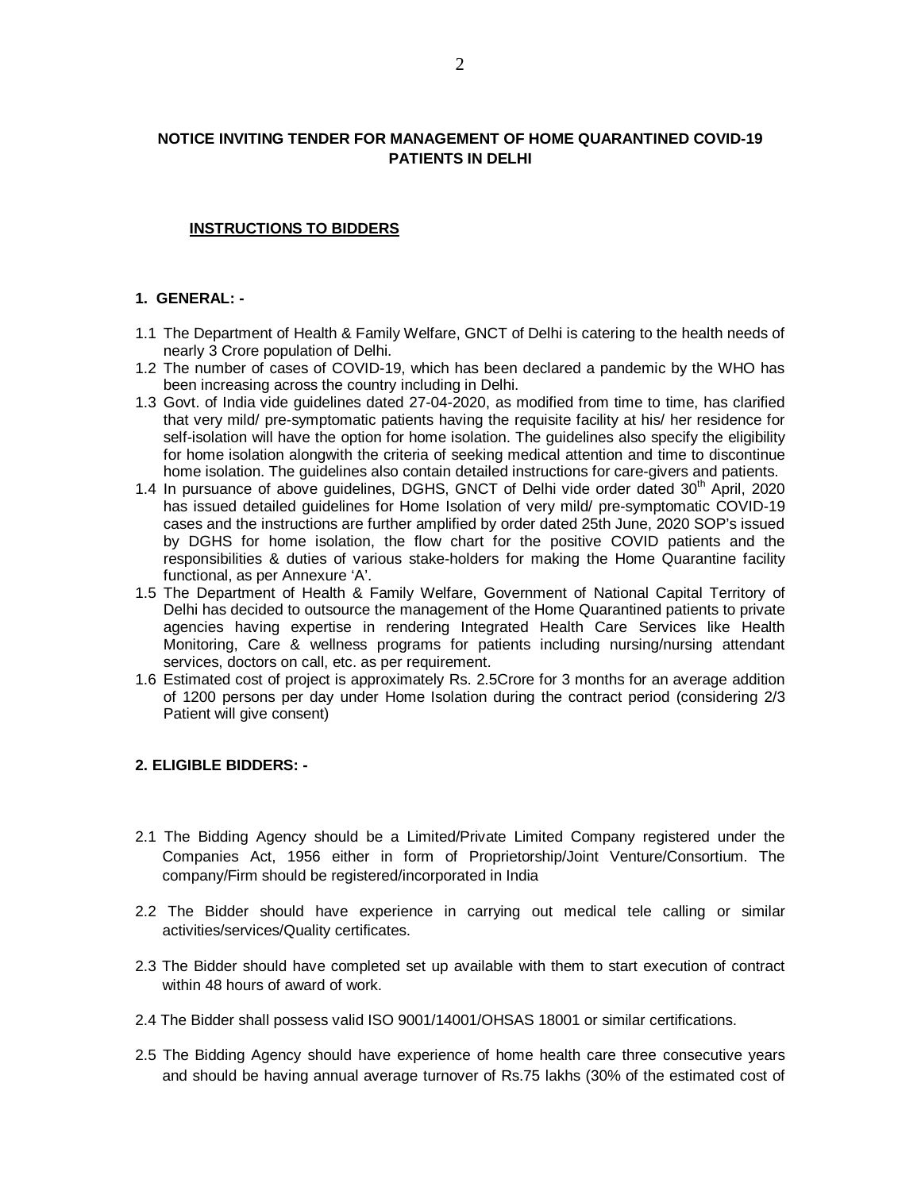**NOTICE INVITING TENDER FOR MANAGEMENT OF HOME QUARANTINED COVID-19 PATIENTS IN DELHI**

**INSTRUCTIONS TO BIDDERS**

**1. GENERAL: -**

1.1 The Department of Health & Family Welfare, GNCT of Delhi is catering to the health needs of nearly 3 Crore population of Delhi.

1.2 The number of cases of COVID-19, which has been declared a pandemic by the WHO has been increasing across the country including in Delhi.

1.3 Govt. of India vide guidelines dated 27-04-2020, as modified from time to time, has clarified that very mild/ pre-symptomatic patients having the requisite facility at his/ her residence for self-isolation will have the option for home isolation. The guidelines also specify the eligibility for home isolation alongwith the criteria of seeking medical attention and time to discontinue home isolation. The guidelines also contain detailed instructions for care-givers and patients.

1.4 In pursuance of above guidelines, DGHS, GNCT of Delhi vide order dated 30th April, 2020 has issued detailed guidelines for Home Isolation of very mild/ pre-symptomatic COVID-19 cases and the instructions are further amplified by order dated 25th June, 2020 SOP's issued by DGHS for home isolation, the flow chart for the positive COVID patients and the responsibilities & duties of various stake-holders for making the Home Quarantine facility functional, as per Annexure 'A'.

1.5 The Department of Health & Family Welfare, Government of National Capital Territory of Delhi has decided to outsource the management of the Home Quarantined patients to private agencies having expertise in rendering Integrated Health Care Services like Health Monitoring, Care & wellness programs for patients including nursing/nursing attendant services, doctors on call, etc. as per requirement.

1.6 Estimated cost of project is approximately Rs. 2.5Crore for 3 months for an average addition of 1200 persons per day under Home Isolation during the contract period (considering 2/3 Patient will give consent)

**2. ELIGIBLE BIDDERS: -**

2.1 The Bidding Agency should be a Limited/Private Limited Company registered under the Companies Act, 1956 either in form of Proprietorship/Joint Venture/Consortium. The company/Firm should be registered/incorporated in India

2.2 The Bidder should have experience in carrying out medical tele calling or similar activities/services/Quality certificates.

2.3 The Bidder should have completed set up available with them to start execution of contract within 48 hours of award of work.

2.4 The Bidder shall possess valid ISO 9001/14001/OHSAS 18001 or similar certifications.

2.5 The Bidding Agency should have experience of home health care three consecutive years and should be having annual average turnover of Rs.75 lakhs (30% of the estimated cost of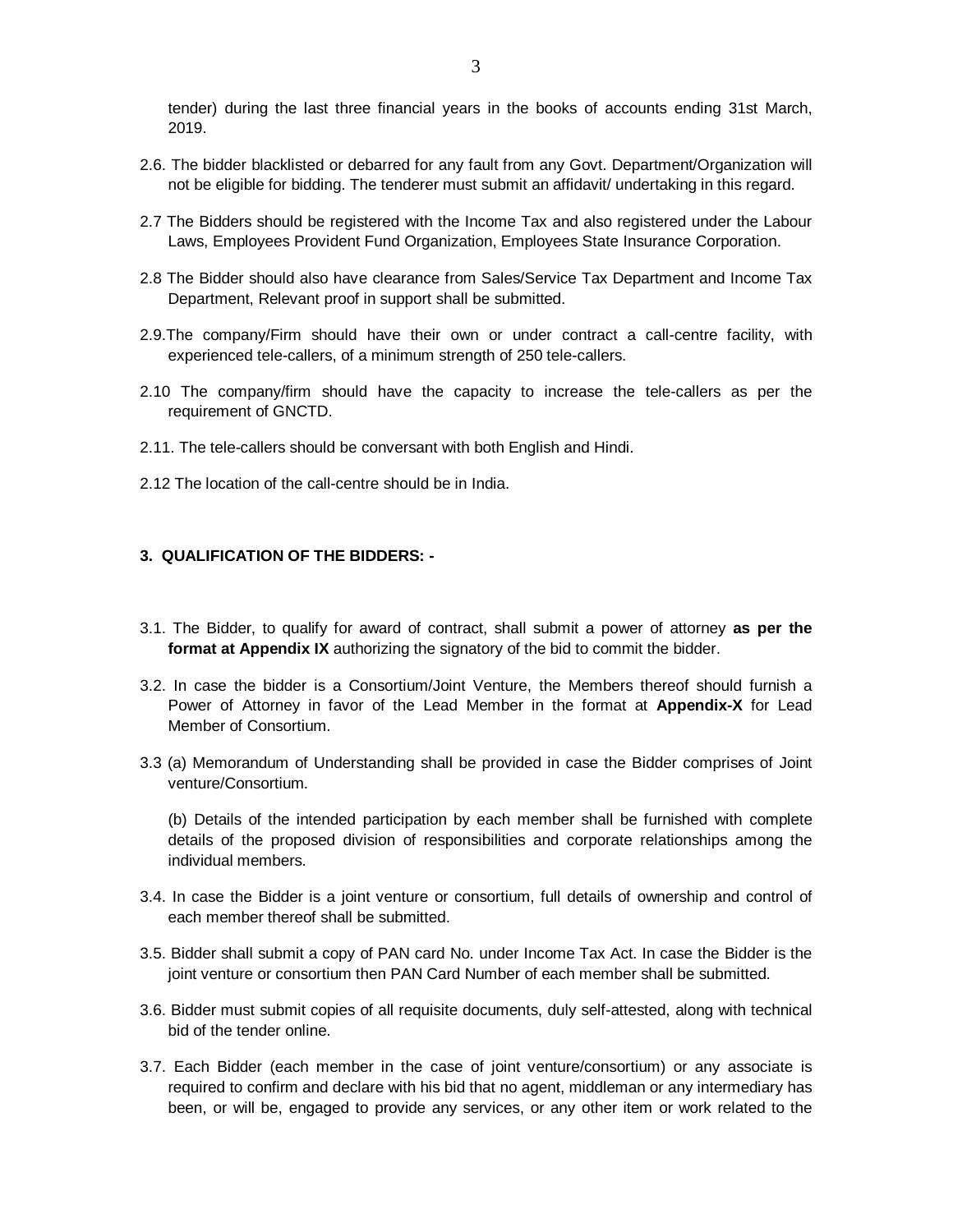tender) during the last three financial years in the books of accounts ending 31st March, 2019.

2.6. The bidder blacklisted or debarred for any fault from any Govt. Department/Organization will not be eligible for bidding. The tenderer must submit an affidavit/ undertaking in this regard.

2.7 The Bidders should be registered with the Income Tax and also registered under the Labour Laws, Employees Provident Fund Organization, Employees State Insurance Corporation.

2.8 The Bidder should also have clearance from Sales/Service Tax Department and Income Tax Department, Relevant proof in support shall be submitted.

2.9.The company/Firm should have their own or under contract a call-centre facility, with experienced tele-callers, of a minimum strength of 250 tele-callers.

2.10 The company/firm should have the capacity to increase the tele-callers as per the requirement of GNCTD.

2.11. The tele-callers should be conversant with both English and Hindi.

2.12 The location of the call-centre should be in India.

### 3. QUALIFICATION OF THE BIDDERS: -

3.1. The Bidder, to qualify for award of contract, shall submit a power of attorney **as per the format at Appendix IX** authorizing the signatory of the bid to commit the bidder.

3.2. In case the bidder is a Consortium/Joint Venture, the Members thereof should furnish a Power of Attorney in favor of the Lead Member in the format at **Appendix-X** for Lead Member of Consortium.

3.3 (a) Memorandum of Understanding shall be provided in case the Bidder comprises of Joint venture/Consortium.

(b) Details of the intended participation by each member shall be furnished with complete details of the proposed division of responsibilities and corporate relationships among the individual members.

3.4. In case the Bidder is a joint venture or consortium, full details of ownership and control of each member thereof shall be submitted.

3.5. Bidder shall submit a copy of PAN card No. under Income Tax Act. In case the Bidder is the joint venture or consortium then PAN Card Number of each member shall be submitted.

3.6. Bidder must submit copies of all requisite documents, duly self-attested, along with technical bid of the tender online.

3.7. Each Bidder (each member in the case of joint venture/consortium) or any associate is required to confirm and declare with his bid that no agent, middleman or any intermediary has been, or will be, engaged to provide any services, or any other item or work related to the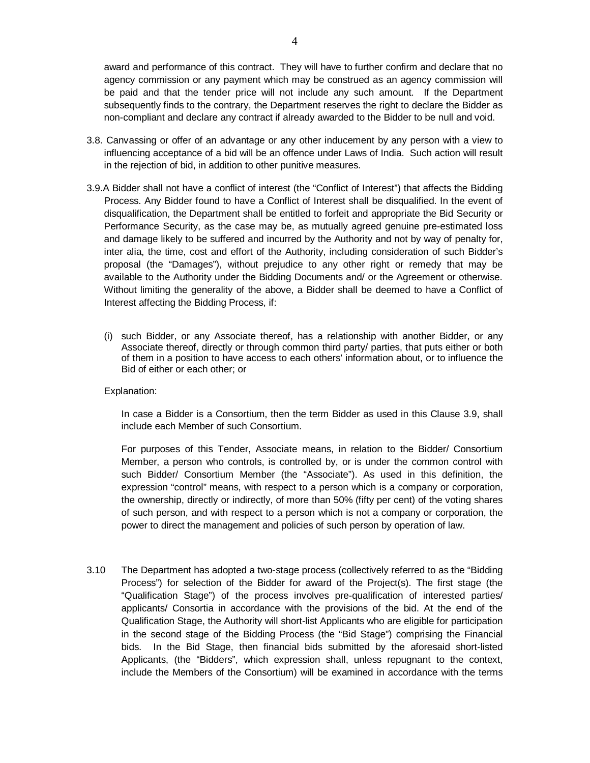award and performance of this contract. They will have to further confirm and declare that no agency commission or any payment which may be construed as an agency commission will be paid and that the tender price will not include any such amount. If the Department subsequently finds to the contrary, the Department reserves the right to declare the Bidder as non-compliant and declare any contract if already awarded to the Bidder to be null and void.

3.8. Canvassing or offer of an advantage or any other inducement by any person with a view to influencing acceptance of a bid will be an offence under Laws of India. Such action will result in the rejection of bid, in addition to other punitive measures.

3.9. A Bidder shall not have a conflict of interest (the "Conflict of Interest") that affects the Bidding Process. Any Bidder found to have a Conflict of Interest shall be disqualified. In the event of disqualification, the Department shall be entitled to forfeit and appropriate the Bid Security or Performance Security, as the case may be, as mutually agreed genuine pre-estimated loss and damage likely to be suffered and incurred by the Authority and not by way of penalty for, inter alia, the time, cost and effort of the Authority, including consideration of such Bidder's proposal (the "Damages"), without prejudice to any other right or remedy that may be available to the Authority under the Bidding Documents and/ or the Agreement or otherwise. Without limiting the generality of the above, a Bidder shall be deemed to have a Conflict of Interest affecting the Bidding Process, if:

(i) such Bidder, or any Associate thereof, has a relationship with another Bidder, or any Associate thereof, directly or through common third party/ parties, that puts either or both of them in a position to have access to each others' information about, or to influence the Bid of either or each other; or

Explanation:

In case a Bidder is a Consortium, then the term Bidder as used in this Clause 3.9, shall include each Member of such Consortium.

For purposes of this Tender, Associate means, in relation to the Bidder/ Consortium Member, a person who controls, is controlled by, or is under the common control with such Bidder/ Consortium Member (the "Associate"). As used in this definition, the expression "control" means, with respect to a person which is a company or corporation, the ownership, directly or indirectly, of more than 50% (fifty per cent) of the voting shares of such person, and with respect to a person which is not a company or corporation, the power to direct the management and policies of such person by operation of law.

3.10 The Department has adopted a two-stage process (collectively referred to as the "Bidding Process") for selection of the Bidder for award of the Project(s). The first stage (the "Qualification Stage") of the process involves pre-qualification of interested parties/ applicants/ Consortia in accordance with the provisions of the bid. At the end of the Qualification Stage, the Authority will short-list Applicants who are eligible for participation in the second stage of the Bidding Process (the "Bid Stage") comprising the Financial bids. In the Bid Stage, then financial bids submitted by the aforesaid short-listed Applicants, (the "Bidders", which expression shall, unless repugnant to the context, include the Members of the Consortium) will be examined in accordance with the terms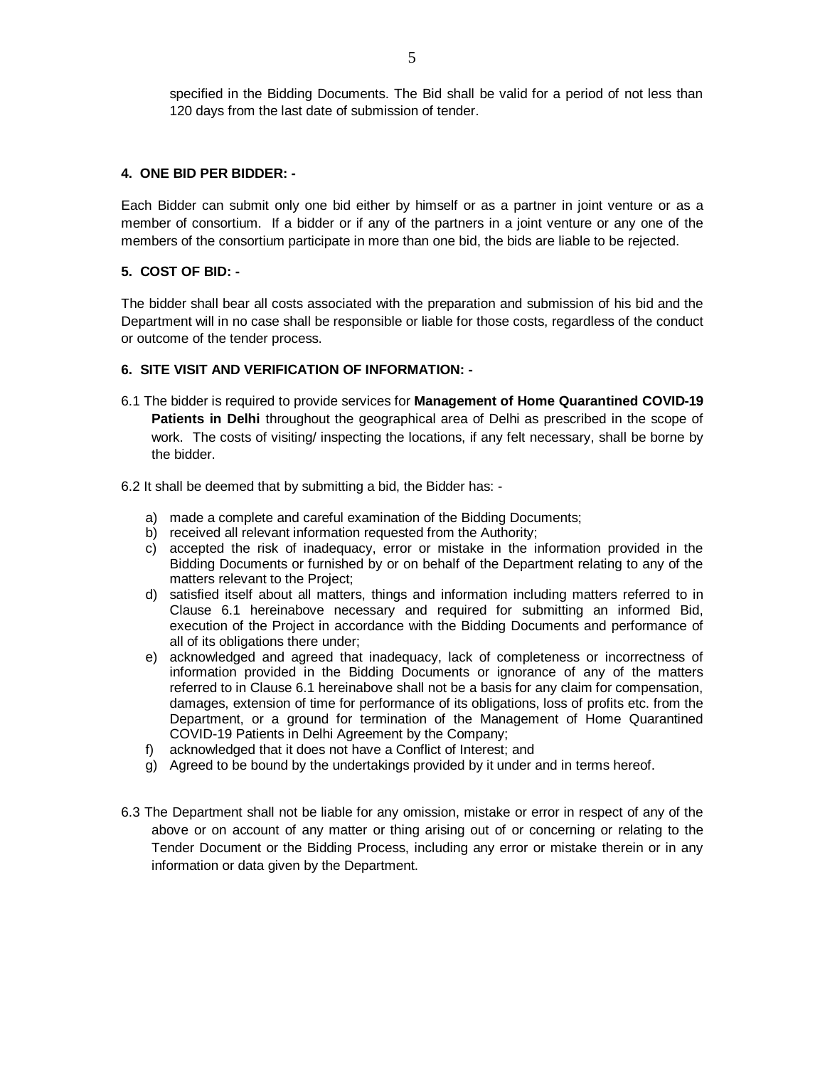specified in the Bidding Documents. The Bid shall be valid for a period of not less than 120 days from the last date of submission of tender.

**4. ONE BID PER BIDDER: -**

Each Bidder can submit only one bid either by himself or as a partner in joint venture or as a member of consortium. If a bidder or if any of the partners in a joint venture or any one of the members of the consortium participate in more than one bid, the bids are liable to be rejected.

**5. COST OF BID: -**

The bidder shall bear all costs associated with the preparation and submission of his bid and the Department will in no case shall be responsible or liable for those costs, regardless of the conduct or outcome of the tender process.

**6. SITE VISIT AND VERIFICATION OF INFORMATION: -**

6.1 The bidder is required to provide services for **Management of Home Quarantined COVID-19 Patients in Delhi** throughout the geographical area of Delhi as prescribed in the scope of work. The costs of visiting/ inspecting the locations, if any felt necessary, shall be borne by the bidder.

6.2 It shall be deemed that by submitting a bid, the Bidder has: -

a) made a complete and careful examination of the Bidding Documents;
b) received all relevant information requested from the Authority;
c) accepted the risk of inadequacy, error or mistake in the information provided in the Bidding Documents or furnished by or on behalf of the Department relating to any of the matters relevant to the Project;
d) satisfied itself about all matters, things and information including matters referred to in Clause 6.1 hereinabove necessary and required for submitting an informed Bid, execution of the Project in accordance with the Bidding Documents and performance of all of its obligations there under;
e) acknowledged and agreed that inadequacy, lack of completeness or incorrectness of information provided in the Bidding Documents or ignorance of any of the matters referred to in Clause 6.1 hereinabove shall not be a basis for any claim for compensation, damages, extension of time for performance of its obligations, loss of profits etc. from the Department, or a ground for termination of the Management of Home Quarantined COVID-19 Patients in Delhi Agreement by the Company;
f) acknowledged that it does not have a Conflict of Interest; and
g) Agreed to be bound by the undertakings provided by it under and in terms hereof.

6.3 The Department shall not be liable for any omission, mistake or error in respect of any of the above or on account of any matter or thing arising out of or concerning or relating to the Tender Document or the Bidding Process, including any error or mistake therein or in any information or data given by the Department.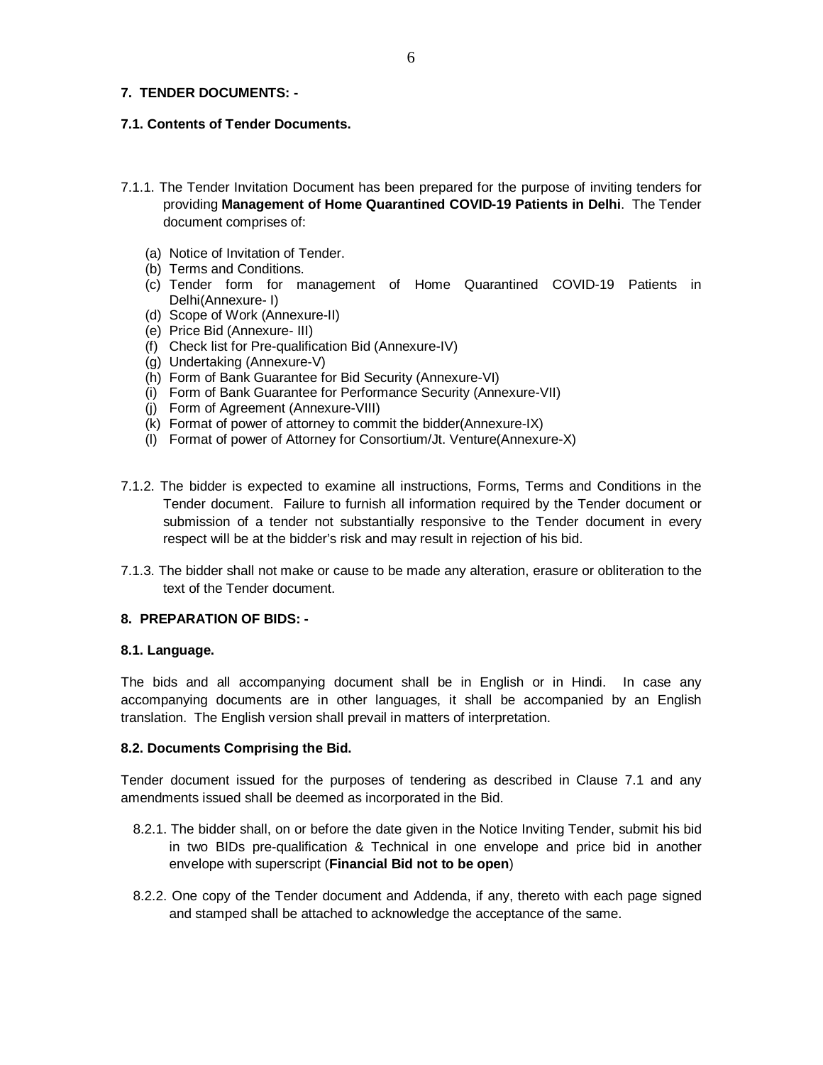## 7. TENDER DOCUMENTS: -

### 7.1. Contents of Tender Documents.

7.1.1. The Tender Invitation Document has been prepared for the purpose of inviting tenders for providing **Management of Home Quarantined COVID-19 Patients in Delhi**. The Tender document comprises of:

(a) Notice of Invitation of Tender.
(b) Terms and Conditions.
(c) Tender form for management of Home Quarantined COVID-19 Patients in Delhi(Annexure- I)
(d) Scope of Work (Annexure-II)
(e) Price Bid (Annexure- III)
(f) Check list for Pre-qualification Bid (Annexure-IV)
(g) Undertaking (Annexure-V)
(h) Form of Bank Guarantee for Bid Security (Annexure-VI)
(i) Form of Bank Guarantee for Performance Security (Annexure-VII)
(j) Form of Agreement (Annexure-VIII)
(k) Format of power of attorney to commit the bidder(Annexure-IX)
(l) Format of power of Attorney for Consortium/Jt. Venture(Annexure-X)

7.1.2. The bidder is expected to examine all instructions, Forms, Terms and Conditions in the Tender document. Failure to furnish all information required by the Tender document or submission of a tender not substantially responsive to the Tender document in every respect will be at the bidder's risk and may result in rejection of his bid.

7.1.3. The bidder shall not make or cause to be made any alteration, erasure or obliteration to the text of the Tender document.

## 8. PREPARATION OF BIDS: -

### 8.1. Language.

The bids and all accompanying document shall be in English or in Hindi. In case any accompanying documents are in other languages, it shall be accompanied by an English translation. The English version shall prevail in matters of interpretation.

### 8.2. Documents Comprising the Bid.

Tender document issued for the purposes of tendering as described in Clause 7.1 and any amendments issued shall be deemed as incorporated in the Bid.

8.2.1. The bidder shall, on or before the date given in the Notice Inviting Tender, submit his bid in two BIDs pre-qualification & Technical in one envelope and price bid in another envelope with superscript (**Financial Bid not to be open**)

8.2.2. One copy of the Tender document and Addenda, if any, thereto with each page signed and stamped shall be attached to acknowledge the acceptance of the same.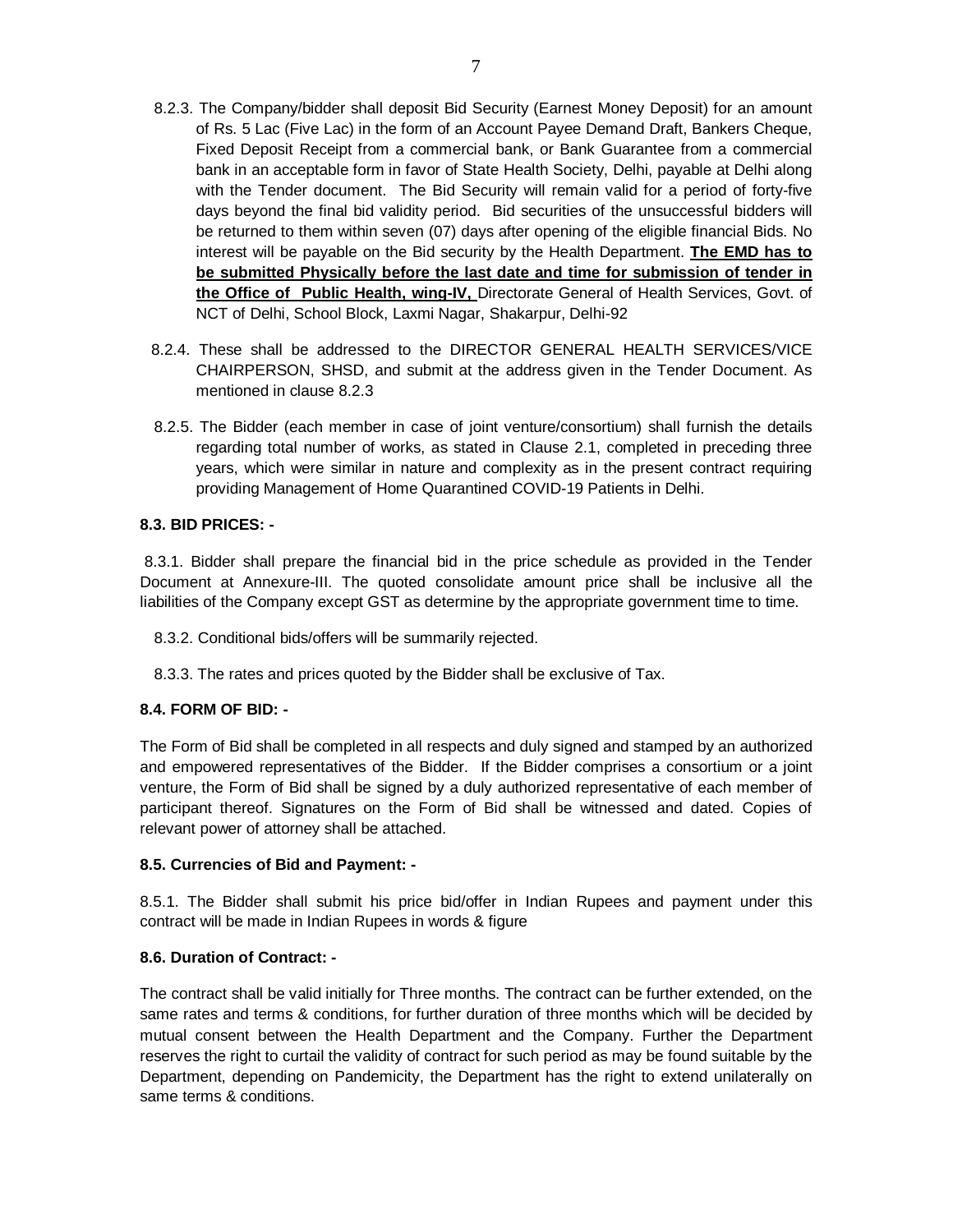8.2.3. The Company/bidder shall deposit Bid Security (Earnest Money Deposit) for an amount of Rs. 5 Lac (Five Lac) in the form of an Account Payee Demand Draft, Bankers Cheque, Fixed Deposit Receipt from a commercial bank, or Bank Guarantee from a commercial bank in an acceptable form in favor of State Health Society, Delhi, payable at Delhi along with the Tender document. The Bid Security will remain valid for a period of forty-five days beyond the final bid validity period. Bid securities of the unsuccessful bidders will be returned to them within seven (07) days after opening of the eligible financial Bids. No interest will be payable on the Bid security by the Health Department. **The EMD has to be submitted Physically before the last date and time for submission of tender in the Office of Public Health, wing-IV,** Directorate General of Health Services, Govt. of NCT of Delhi, School Block, Laxmi Nagar, Shakarpur, Delhi-92

8.2.4. These shall be addressed to the DIRECTOR GENERAL HEALTH SERVICES/VICE CHAIRPERSON, SHSD, and submit at the address given in the Tender Document. As mentioned in clause 8.2.3

8.2.5. The Bidder (each member in case of joint venture/consortium) shall furnish the details regarding total number of works, as stated in Clause 2.1, completed in preceding three years, which were similar in nature and complexity as in the present contract requiring providing Management of Home Quarantined COVID-19 Patients in Delhi.

**8.3. BID PRICES: -**

8.3.1. Bidder shall prepare the financial bid in the price schedule as provided in the Tender Document at Annexure-III. The quoted consolidate amount price shall be inclusive all the liabilities of the Company except GST as determine by the appropriate government time to time.

8.3.2. Conditional bids/offers will be summarily rejected.

8.3.3. The rates and prices quoted by the Bidder shall be exclusive of Tax.

**8.4. FORM OF BID: -**

The Form of Bid shall be completed in all respects and duly signed and stamped by an authorized and empowered representatives of the Bidder. If the Bidder comprises a consortium or a joint venture, the Form of Bid shall be signed by a duly authorized representative of each member of participant thereof. Signatures on the Form of Bid shall be witnessed and dated. Copies of relevant power of attorney shall be attached.

**8.5. Currencies of Bid and Payment: -**

8.5.1. The Bidder shall submit his price bid/offer in Indian Rupees and payment under this contract will be made in Indian Rupees in words & figure

**8.6. Duration of Contract: -**

The contract shall be valid initially for Three months. The contract can be further extended, on the same rates and terms & conditions, for further duration of three months which will be decided by mutual consent between the Health Department and the Company. Further the Department reserves the right to curtail the validity of contract for such period as may be found suitable by the Department, depending on Pandemicity, the Department has the right to extend unilaterally on same terms & conditions.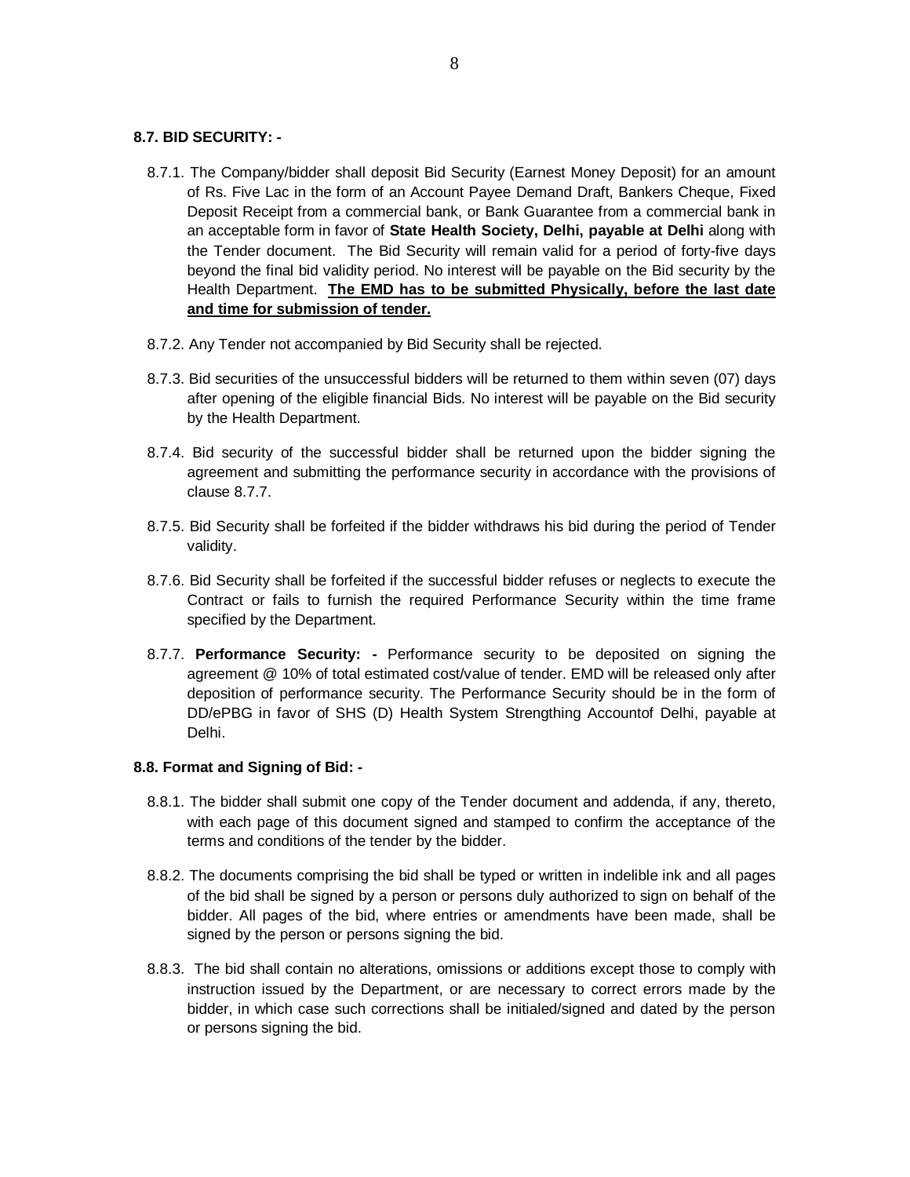**8.7. BID SECURITY: -**

8.7.1. The Company/bidder shall deposit Bid Security (Earnest Money Deposit) for an amount of Rs. Five Lac in the form of an Account Payee Demand Draft, Bankers Cheque, Fixed Deposit Receipt from a commercial bank, or Bank Guarantee from a commercial bank in an acceptable form in favor of **State Health Society, Delhi, payable at Delhi** along with the Tender document. The Bid Security will remain valid for a period of forty-five days beyond the final bid validity period. No interest will be payable on the Bid security by the Health Department. **<u>The EMD has to be submitted Physically, before the last date and time for submission of tender.</u>**

8.7.2. Any Tender not accompanied by Bid Security shall be rejected.

8.7.3. Bid securities of the unsuccessful bidders will be returned to them within seven (07) days after opening of the eligible financial Bids. No interest will be payable on the Bid security by the Health Department.

8.7.4. Bid security of the successful bidder shall be returned upon the bidder signing the agreement and submitting the performance security in accordance with the provisions of clause 8.7.7.

8.7.5. Bid Security shall be forfeited if the bidder withdraws his bid during the period of Tender validity.

8.7.6. Bid Security shall be forfeited if the successful bidder refuses or neglects to execute the Contract or fails to furnish the required Performance Security within the time frame specified by the Department.

8.7.7. **Performance Security: -** Performance security to be deposited on signing the agreement @ 10% of total estimated cost/value of tender. EMD will be released only after deposition of performance security. The Performance Security should be in the form of DD/ePBG in favor of SHS (D) Health System Strengthing Accountof Delhi, payable at Delhi.

**8.8. Format and Signing of Bid: -**

8.8.1. The bidder shall submit one copy of the Tender document and addenda, if any, thereto, with each page of this document signed and stamped to confirm the acceptance of the terms and conditions of the tender by the bidder.

8.8.2. The documents comprising the bid shall be typed or written in indelible ink and all pages of the bid shall be signed by a person or persons duly authorized to sign on behalf of the bidder. All pages of the bid, where entries or amendments have been made, shall be signed by the person or persons signing the bid.

8.8.3. The bid shall contain no alterations, omissions or additions except those to comply with instruction issued by the Department, or are necessary to correct errors made by the bidder, in which case such corrections shall be initialed/signed and dated by the person or persons signing the bid.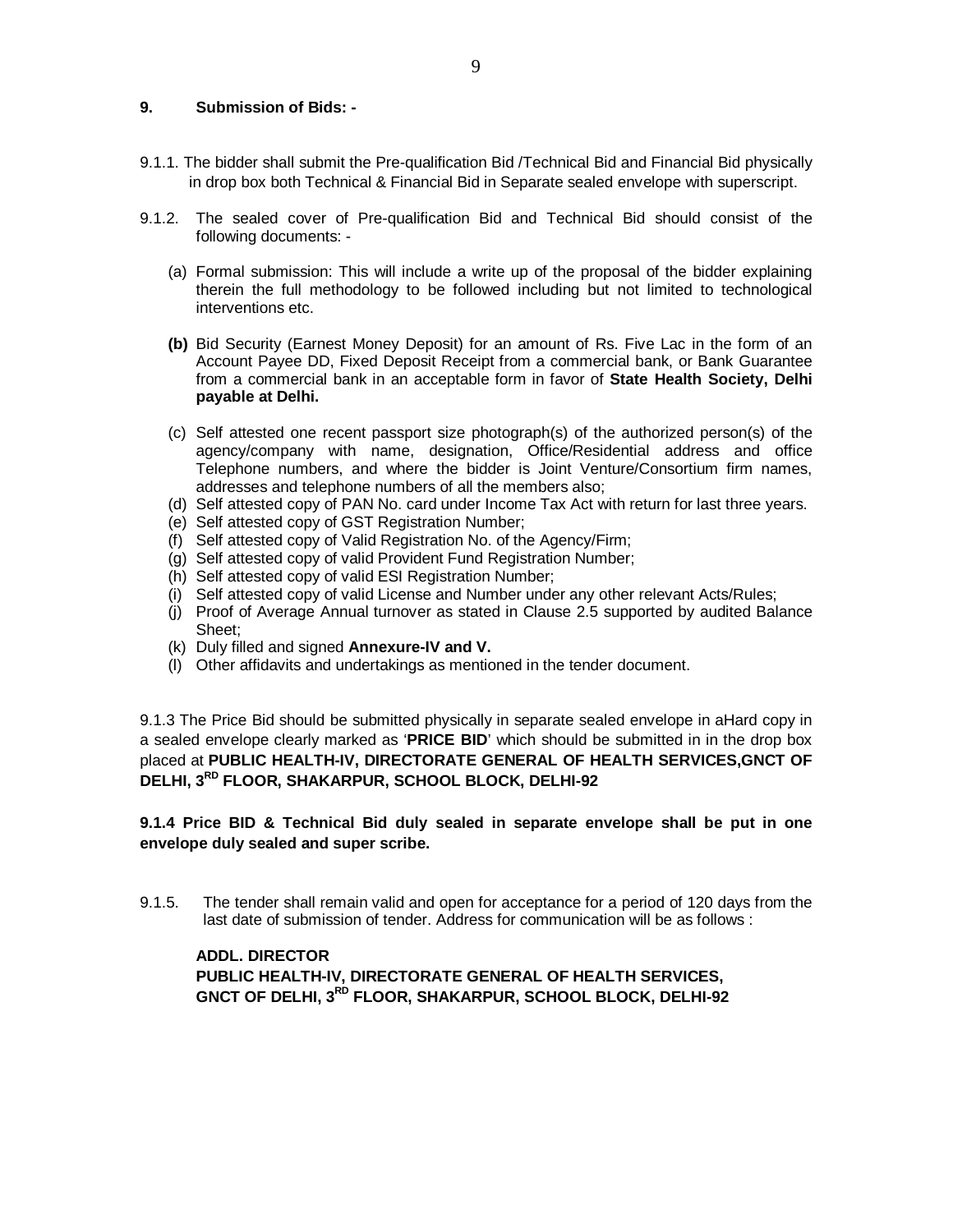## 9. Submission of Bids: -

9.1.1. The bidder shall submit the Pre-qualification Bid /Technical Bid and Financial Bid physically in drop box both Technical & Financial Bid in Separate sealed envelope with superscript.

9.1.2. The sealed cover of Pre-qualification Bid and Technical Bid should consist of the following documents: -

(a) Formal submission: This will include a write up of the proposal of the bidder explaining therein the full methodology to be followed including but not limited to technological interventions etc.

**(b)** Bid Security (Earnest Money Deposit) for an amount of Rs. Five Lac in the form of an Account Payee DD, Fixed Deposit Receipt from a commercial bank, or Bank Guarantee from a commercial bank in an acceptable form in favor of **State Health Society, Delhi payable at Delhi.**

(c) Self attested one recent passport size photograph(s) of the authorized person(s) of the agency/company with name, designation, Office/Residential address and office Telephone numbers, and where the bidder is Joint Venture/Consortium firm names, addresses and telephone numbers of all the members also;
(d) Self attested copy of PAN No. card under Income Tax Act with return for last three years.
(e) Self attested copy of GST Registration Number;
(f) Self attested copy of Valid Registration No. of the Agency/Firm;
(g) Self attested copy of valid Provident Fund Registration Number;
(h) Self attested copy of valid ESI Registration Number;
(i) Self attested copy of valid License and Number under any other relevant Acts/Rules;
(j) Proof of Average Annual turnover as stated in Clause 2.5 supported by audited Balance Sheet;
(k) Duly filled and signed **Annexure-IV and V.**
(l) Other affidavits and undertakings as mentioned in the tender document.

9.1.3 The Price Bid should be submitted physically in separate sealed envelope in aHard copy in a sealed envelope clearly marked as '**PRICE BID**' which should be submitted in in the drop box placed at **PUBLIC HEALTH-IV, DIRECTORATE GENERAL OF HEALTH SERVICES,GNCT OF DELHI, 3RD FLOOR, SHAKARPUR, SCHOOL BLOCK, DELHI-92**

**9.1.4 Price BID & Technical Bid duly sealed in separate envelope shall be put in one envelope duly sealed and super scribe.**

9.1.5. The tender shall remain valid and open for acceptance for a period of 120 days from the last date of submission of tender. Address for communication will be as follows :

**ADDL. DIRECTOR**
**PUBLIC HEALTH-IV, DIRECTORATE GENERAL OF HEALTH SERVICES,**
**GNCT OF DELHI, 3RD FLOOR, SHAKARPUR, SCHOOL BLOCK, DELHI-92**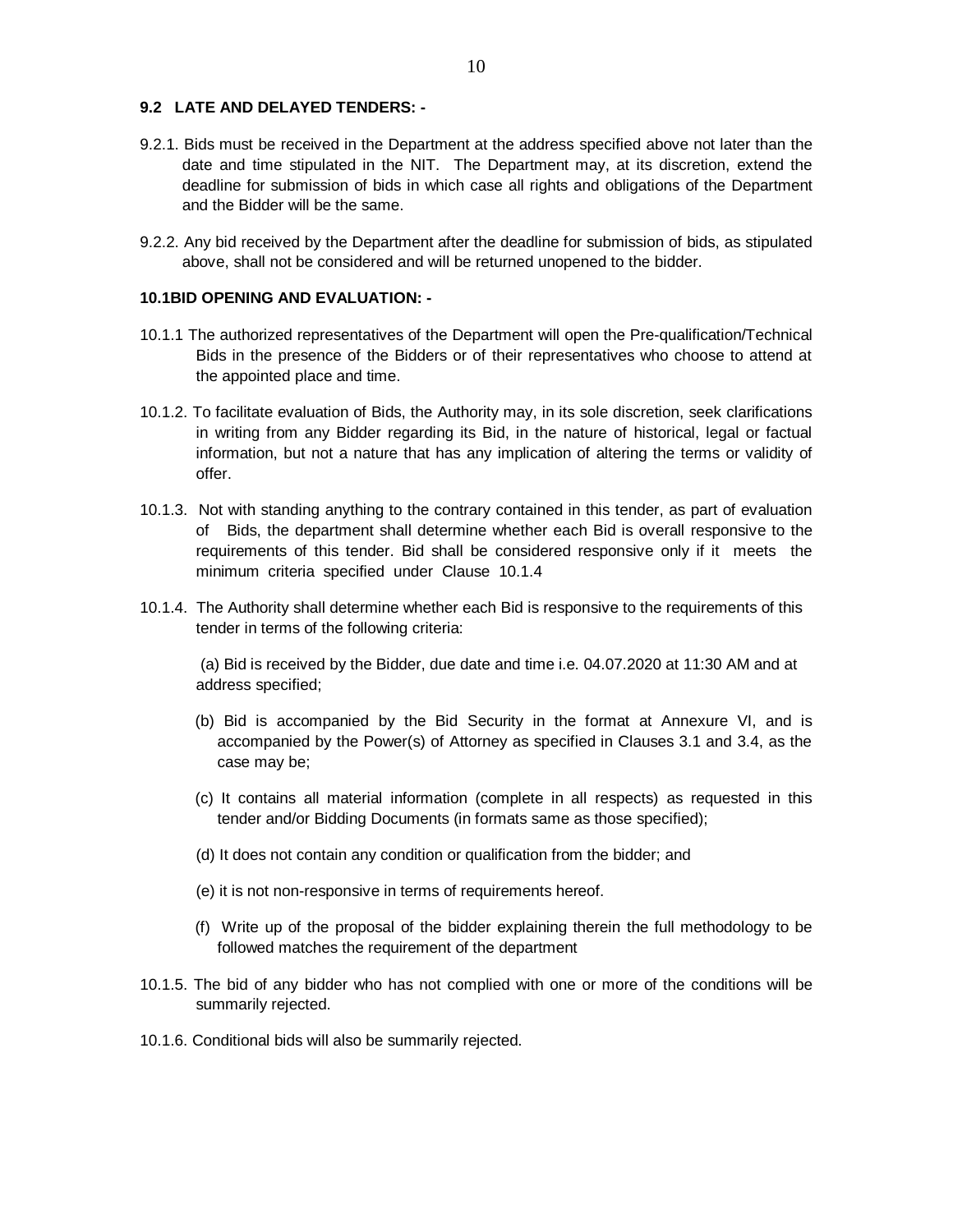### 9.2 LATE AND DELAYED TENDERS: -

9.2.1. Bids must be received in the Department at the address specified above not later than the date and time stipulated in the NIT. The Department may, at its discretion, extend the deadline for submission of bids in which case all rights and obligations of the Department and the Bidder will be the same.

9.2.2. Any bid received by the Department after the deadline for submission of bids, as stipulated above, shall not be considered and will be returned unopened to the bidder.

### 10.1BID OPENING AND EVALUATION: -

10.1.1 The authorized representatives of the Department will open the Pre-qualification/Technical Bids in the presence of the Bidders or of their representatives who choose to attend at the appointed place and time.

10.1.2. To facilitate evaluation of Bids, the Authority may, in its sole discretion, seek clarifications in writing from any Bidder regarding its Bid, in the nature of historical, legal or factual information, but not a nature that has any implication of altering the terms or validity of offer.

10.1.3. Not with standing anything to the contrary contained in this tender, as part of evaluation of Bids, the department shall determine whether each Bid is overall responsive to the requirements of this tender. Bid shall be considered responsive only if it meets the minimum criteria specified under Clause 10.1.4

10.1.4. The Authority shall determine whether each Bid is responsive to the requirements of this tender in terms of the following criteria:

(a) Bid is received by the Bidder, due date and time i.e. 04.07.2020 at 11:30 AM and at address specified;

(b) Bid is accompanied by the Bid Security in the format at Annexure VI, and is accompanied by the Power(s) of Attorney as specified in Clauses 3.1 and 3.4, as the case may be;

(c) It contains all material information (complete in all respects) as requested in this tender and/or Bidding Documents (in formats same as those specified);

(d) It does not contain any condition or qualification from the bidder; and

(e) it is not non-responsive in terms of requirements hereof.

(f) Write up of the proposal of the bidder explaining therein the full methodology to be followed matches the requirement of the department

10.1.5. The bid of any bidder who has not complied with one or more of the conditions will be summarily rejected.

10.1.6. Conditional bids will also be summarily rejected.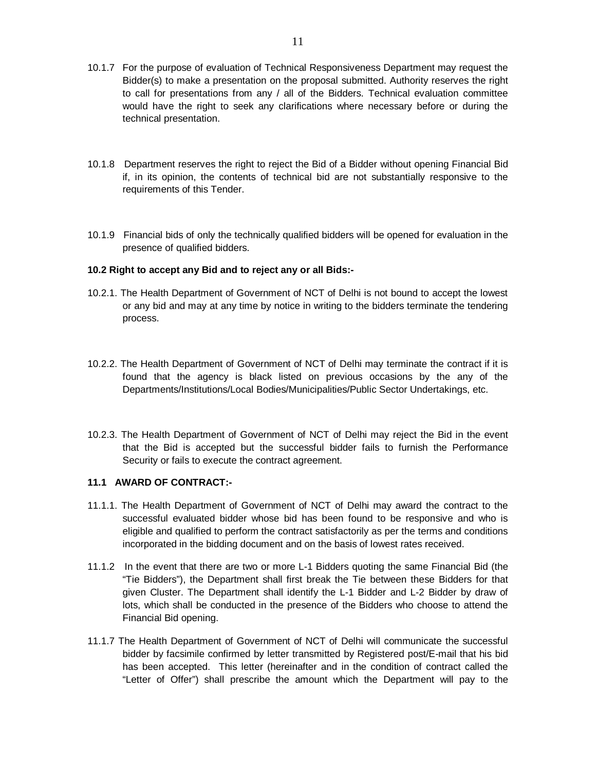10.1.7 For the purpose of evaluation of Technical Responsiveness Department may request the Bidder(s) to make a presentation on the proposal submitted. Authority reserves the right to call for presentations from any / all of the Bidders. Technical evaluation committee would have the right to seek any clarifications where necessary before or during the technical presentation.

10.1.8 Department reserves the right to reject the Bid of a Bidder without opening Financial Bid if, in its opinion, the contents of technical bid are not substantially responsive to the requirements of this Tender.

10.1.9 Financial bids of only the technically qualified bidders will be opened for evaluation in the presence of qualified bidders.

**10.2 Right to accept any Bid and to reject any or all Bids:-**

10.2.1. The Health Department of Government of NCT of Delhi is not bound to accept the lowest or any bid and may at any time by notice in writing to the bidders terminate the tendering process.

10.2.2. The Health Department of Government of NCT of Delhi may terminate the contract if it is found that the agency is black listed on previous occasions by the any of the Departments/Institutions/Local Bodies/Municipalities/Public Sector Undertakings, etc.

10.2.3. The Health Department of Government of NCT of Delhi may reject the Bid in the event that the Bid is accepted but the successful bidder fails to furnish the Performance Security or fails to execute the contract agreement.

**11.1 AWARD OF CONTRACT:-**

11.1.1. The Health Department of Government of NCT of Delhi may award the contract to the successful evaluated bidder whose bid has been found to be responsive and who is eligible and qualified to perform the contract satisfactorily as per the terms and conditions incorporated in the bidding document and on the basis of lowest rates received.

11.1.2 In the event that there are two or more L-1 Bidders quoting the same Financial Bid (the "Tie Bidders"), the Department shall first break the Tie between these Bidders for that given Cluster. The Department shall identify the L-1 Bidder and L-2 Bidder by draw of lots, which shall be conducted in the presence of the Bidders who choose to attend the Financial Bid opening.

11.1.7 The Health Department of Government of NCT of Delhi will communicate the successful bidder by facsimile confirmed by letter transmitted by Registered post/E-mail that his bid has been accepted. This letter (hereinafter and in the condition of contract called the "Letter of Offer") shall prescribe the amount which the Department will pay to the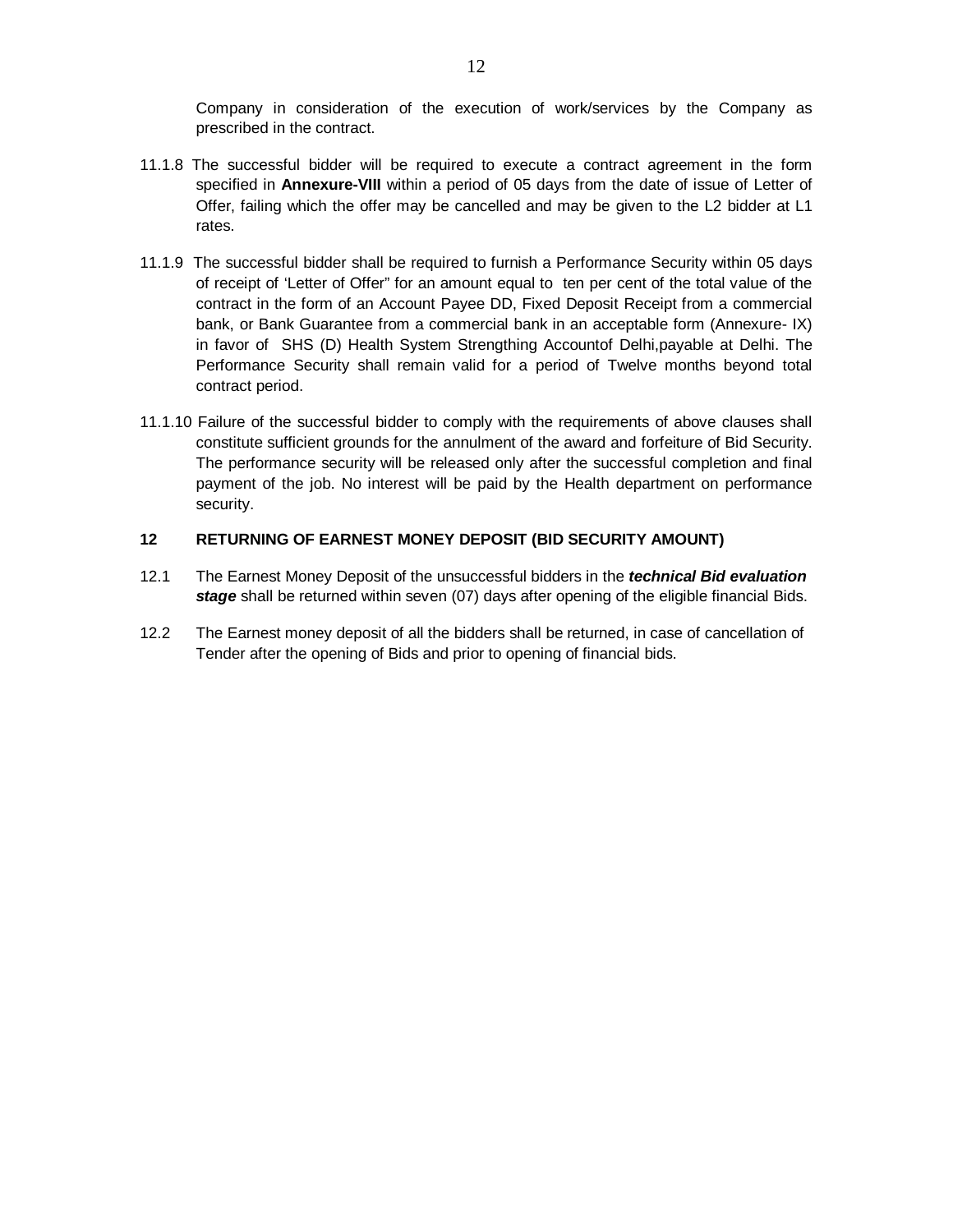Company in consideration of the execution of work/services by the Company as prescribed in the contract.

11.1.8 The successful bidder will be required to execute a contract agreement in the form specified in **Annexure-VIII** within a period of 05 days from the date of issue of Letter of Offer, failing which the offer may be cancelled and may be given to the L2 bidder at L1 rates.

11.1.9 The successful bidder shall be required to furnish a Performance Security within 05 days of receipt of 'Letter of Offer" for an amount equal to ten per cent of the total value of the contract in the form of an Account Payee DD, Fixed Deposit Receipt from a commercial bank, or Bank Guarantee from a commercial bank in an acceptable form (Annexure- IX) in favor of SHS (D) Health System Strengthing Accountof Delhi,payable at Delhi. The Performance Security shall remain valid for a period of Twelve months beyond total contract period.

11.1.10 Failure of the successful bidder to comply with the requirements of above clauses shall constitute sufficient grounds for the annulment of the award and forfeiture of Bid Security. The performance security will be released only after the successful completion and final payment of the job. No interest will be paid by the Health department on performance security.

## 12 RETURNING OF EARNEST MONEY DEPOSIT (BID SECURITY AMOUNT)

12.1 The Earnest Money Deposit of the unsuccessful bidders in the ***technical Bid evaluation stage*** shall be returned within seven (07) days after opening of the eligible financial Bids.

12.2 The Earnest money deposit of all the bidders shall be returned, in case of cancellation of Tender after the opening of Bids and prior to opening of financial bids.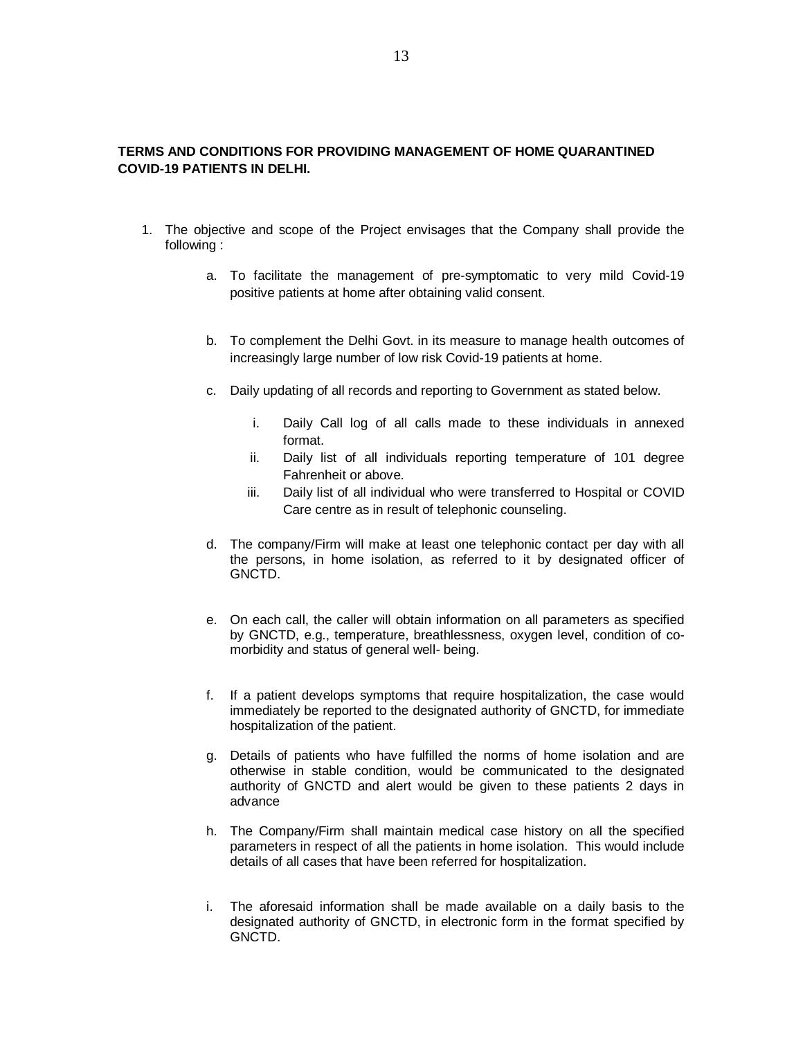**TERMS AND CONDITIONS FOR PROVIDING MANAGEMENT OF HOME QUARANTINED COVID-19 PATIENTS IN DELHI.**

1. The objective and scope of the Project envisages that the Company shall provide the following :

    a. To facilitate the management of pre-symptomatic to very mild Covid-19 positive patients at home after obtaining valid consent.

    b. To complement the Delhi Govt. in its measure to manage health outcomes of increasingly large number of low risk Covid-19 patients at home.

    c. Daily updating of all records and reporting to Government as stated below.

        i. Daily Call log of all calls made to these individuals in annexed format.
        ii. Daily list of all individuals reporting temperature of 101 degree Fahrenheit or above.
        iii. Daily list of all individual who were transferred to Hospital or COVID Care centre as in result of telephonic counseling.

    d. The company/Firm will make at least one telephonic contact per day with all the persons, in home isolation, as referred to it by designated officer of GNCTD.

    e. On each call, the caller will obtain information on all parameters as specified by GNCTD, e.g., temperature, breathlessness, oxygen level, condition of co-morbidity and status of general well- being.

    f. If a patient develops symptoms that require hospitalization, the case would immediately be reported to the designated authority of GNCTD, for immediate hospitalization of the patient.

    g. Details of patients who have fulfilled the norms of home isolation and are otherwise in stable condition, would be communicated to the designated authority of GNCTD and alert would be given to these patients 2 days in advance

    h. The Company/Firm shall maintain medical case history on all the specified parameters in respect of all the patients in home isolation. This would include details of all cases that have been referred for hospitalization.

    i. The aforesaid information shall be made available on a daily basis to the designated authority of GNCTD, in electronic form in the format specified by GNCTD.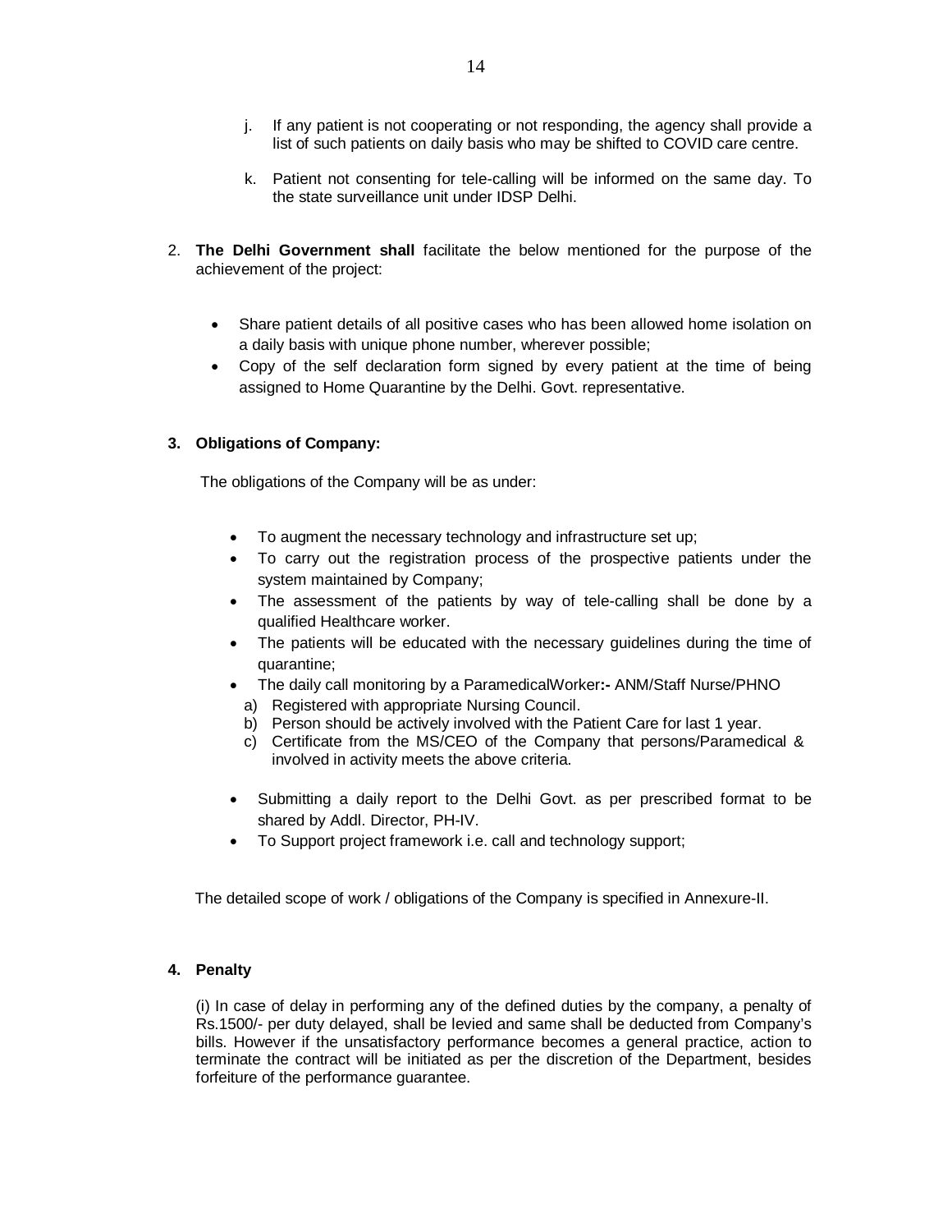j. If any patient is not cooperating or not responding, the agency shall provide a list of such patients on daily basis who may be shifted to COVID care centre.

k. Patient not consenting for tele-calling will be informed on the same day. To the state surveillance unit under IDSP Delhi.

2. **The Delhi Government shall** facilitate the below mentioned for the purpose of the achievement of the project:

   - Share patient details of all positive cases who has been allowed home isolation on a daily basis with unique phone number, wherever possible;
   - Copy of the self declaration form signed by every patient at the time of being assigned to Home Quarantine by the Delhi. Govt. representative.

**3. Obligations of Company:**

The obligations of the Company will be as under:

- To augment the necessary technology and infrastructure set up;
- To carry out the registration process of the prospective patients under the system maintained by Company;
- The assessment of the patients by way of tele-calling shall be done by a qualified Healthcare worker.
- The patients will be educated with the necessary guidelines during the time of quarantine;
- The daily call monitoring by a ParamedicalWorker**:-** ANM/Staff Nurse/PHNO
  a) Registered with appropriate Nursing Council.
  b) Person should be actively involved with the Patient Care for last 1 year.
  c) Certificate from the MS/CEO of the Company that persons/Paramedical & involved in activity meets the above criteria.
- Submitting a daily report to the Delhi Govt. as per prescribed format to be shared by Addl. Director, PH-IV.
- To Support project framework i.e. call and technology support;

The detailed scope of work / obligations of the Company is specified in Annexure-II.

**4. Penalty**

(i) In case of delay in performing any of the defined duties by the company, a penalty of Rs.1500/- per duty delayed, shall be levied and same shall be deducted from Company's bills. However if the unsatisfactory performance becomes a general practice, action to terminate the contract will be initiated as per the discretion of the Department, besides forfeiture of the performance guarantee.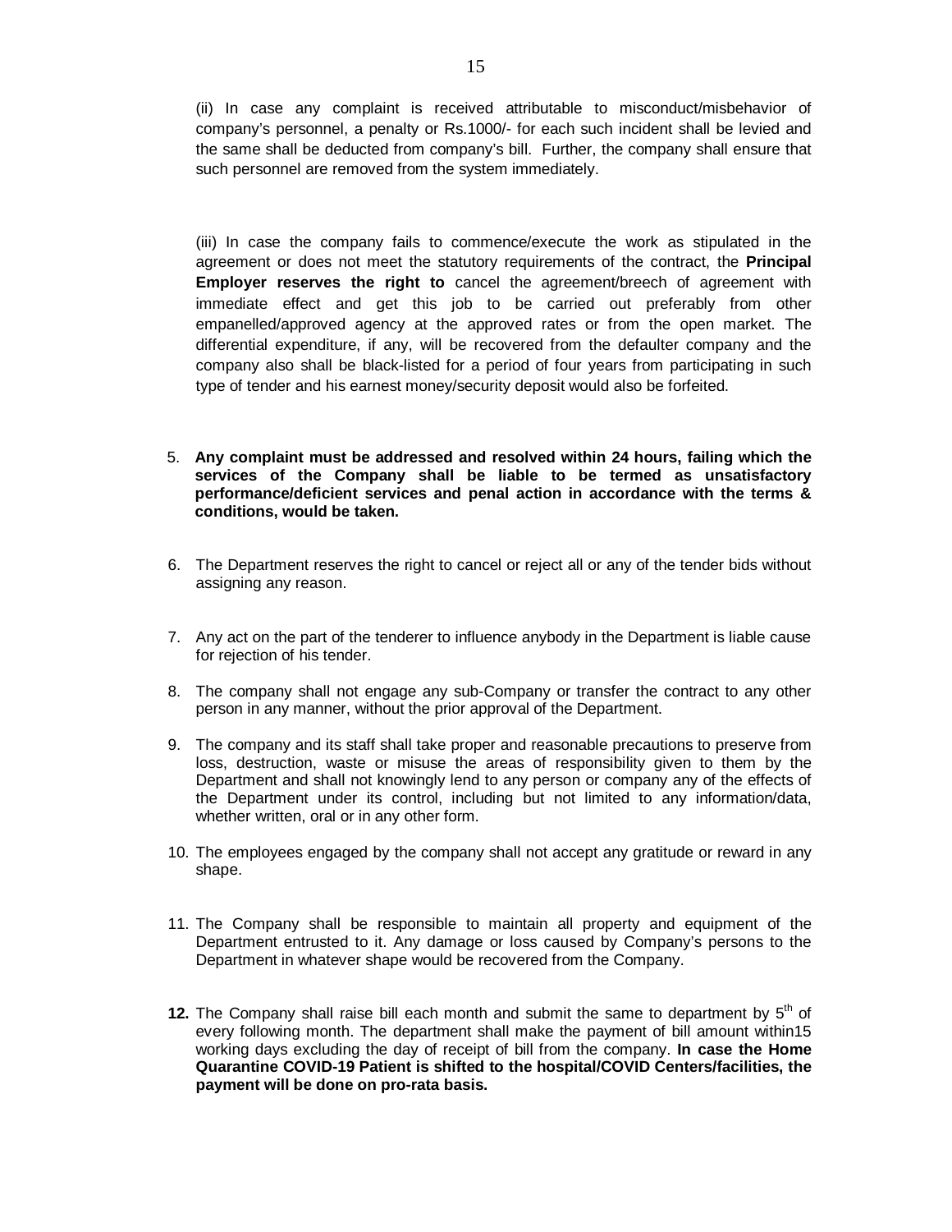(ii) In case any complaint is received attributable to misconduct/misbehavior of company's personnel, a penalty or Rs.1000/- for each such incident shall be levied and the same shall be deducted from company's bill. Further, the company shall ensure that such personnel are removed from the system immediately.

(iii) In case the company fails to commence/execute the work as stipulated in the agreement or does not meet the statutory requirements of the contract, the **Principal Employer reserves the right to** cancel the agreement/breech of agreement with immediate effect and get this job to be carried out preferably from other empanelled/approved agency at the approved rates or from the open market. The differential expenditure, if any, will be recovered from the defaulter company and the company also shall be black-listed for a period of four years from participating in such type of tender and his earnest money/security deposit would also be forfeited.

5. **Any complaint must be addressed and resolved within 24 hours, failing which the services of the Company shall be liable to be termed as unsatisfactory performance/deficient services and penal action in accordance with the terms & conditions, would be taken.**

6. The Department reserves the right to cancel or reject all or any of the tender bids without assigning any reason.

7. Any act on the part of the tenderer to influence anybody in the Department is liable cause for rejection of his tender.

8. The company shall not engage any sub-Company or transfer the contract to any other person in any manner, without the prior approval of the Department.

9. The company and its staff shall take proper and reasonable precautions to preserve from loss, destruction, waste or misuse the areas of responsibility given to them by the Department and shall not knowingly lend to any person or company any of the effects of the Department under its control, including but not limited to any information/data, whether written, oral or in any other form.

10. The employees engaged by the company shall not accept any gratitude or reward in any shape.

11. The Company shall be responsible to maintain all property and equipment of the Department entrusted to it. Any damage or loss caused by Company's persons to the Department in whatever shape would be recovered from the Company.

**12.** The Company shall raise bill each month and submit the same to department by 5th of every following month. The department shall make the payment of bill amount within15 working days excluding the day of receipt of bill from the company. **In case the Home Quarantine COVID-19 Patient is shifted to the hospital/COVID Centers/facilities, the payment will be done on pro-rata basis.**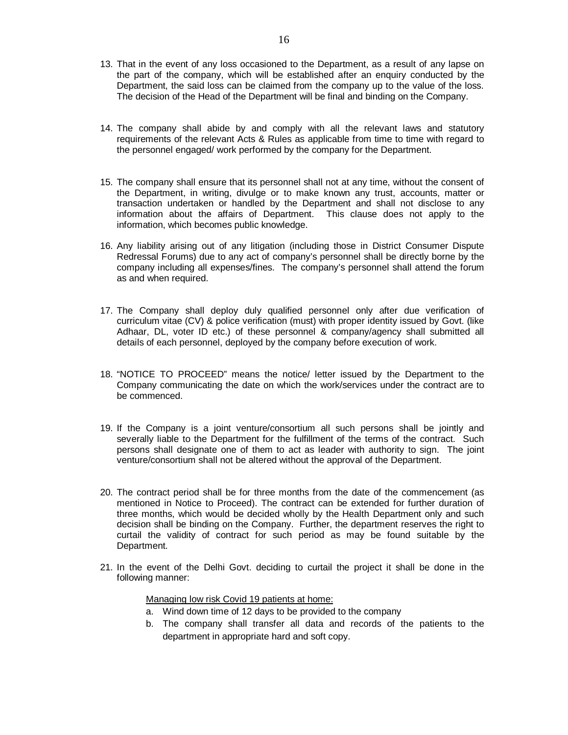13. That in the event of any loss occasioned to the Department, as a result of any lapse on the part of the company, which will be established after an enquiry conducted by the Department, the said loss can be claimed from the company up to the value of the loss. The decision of the Head of the Department will be final and binding on the Company.

14. The company shall abide by and comply with all the relevant laws and statutory requirements of the relevant Acts & Rules as applicable from time to time with regard to the personnel engaged/ work performed by the company for the Department.

15. The company shall ensure that its personnel shall not at any time, without the consent of the Department, in writing, divulge or to make known any trust, accounts, matter or transaction undertaken or handled by the Department and shall not disclose to any information about the affairs of Department. This clause does not apply to the information, which becomes public knowledge.

16. Any liability arising out of any litigation (including those in District Consumer Dispute Redressal Forums) due to any act of company's personnel shall be directly borne by the company including all expenses/fines. The company's personnel shall attend the forum as and when required.

17. The Company shall deploy duly qualified personnel only after due verification of curriculum vitae (CV) & police verification (must) with proper identity issued by Govt. (like Adhaar, DL, voter ID etc.) of these personnel & company/agency shall submitted all details of each personnel, deployed by the company before execution of work.

18. "NOTICE TO PROCEED" means the notice/ letter issued by the Department to the Company communicating the date on which the work/services under the contract are to be commenced.

19. If the Company is a joint venture/consortium all such persons shall be jointly and severally liable to the Department for the fulfillment of the terms of the contract. Such persons shall designate one of them to act as leader with authority to sign. The joint venture/consortium shall not be altered without the approval of the Department.

20. The contract period shall be for three months from the date of the commencement (as mentioned in Notice to Proceed). The contract can be extended for further duration of three months, which would be decided wholly by the Health Department only and such decision shall be binding on the Company. Further, the department reserves the right to curtail the validity of contract for such period as may be found suitable by the Department.

21. In the event of the Delhi Govt. deciding to curtail the project it shall be done in the following manner:

    Managing low risk Covid 19 patients at home:

    a. Wind down time of 12 days to be provided to the company
    b. The company shall transfer all data and records of the patients to the department in appropriate hard and soft copy.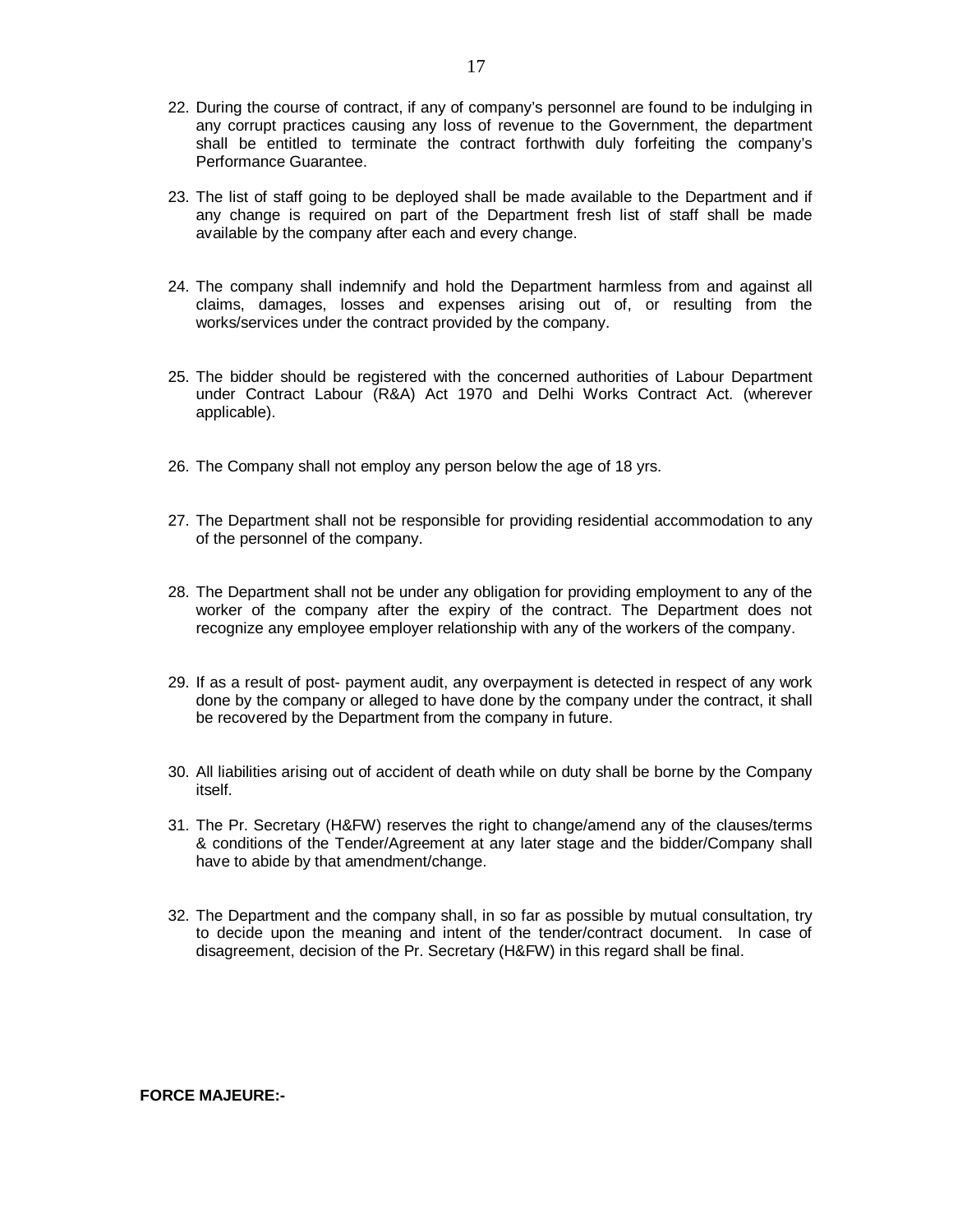22. During the course of contract, if any of company's personnel are found to be indulging in any corrupt practices causing any loss of revenue to the Government, the department shall be entitled to terminate the contract forthwith duly forfeiting the company's Performance Guarantee.

23. The list of staff going to be deployed shall be made available to the Department and if any change is required on part of the Department fresh list of staff shall be made available by the company after each and every change.

24. The company shall indemnify and hold the Department harmless from and against all claims, damages, losses and expenses arising out of, or resulting from the works/services under the contract provided by the company.

25. The bidder should be registered with the concerned authorities of Labour Department under Contract Labour (R&A) Act 1970 and Delhi Works Contract Act. (wherever applicable).

26. The Company shall not employ any person below the age of 18 yrs.

27. The Department shall not be responsible for providing residential accommodation to any of the personnel of the company.

28. The Department shall not be under any obligation for providing employment to any of the worker of the company after the expiry of the contract. The Department does not recognize any employee employer relationship with any of the workers of the company.

29. If as a result of post- payment audit, any overpayment is detected in respect of any work done by the company or alleged to have done by the company under the contract, it shall be recovered by the Department from the company in future.

30. All liabilities arising out of accident of death while on duty shall be borne by the Company itself.

31. The Pr. Secretary (H&FW) reserves the right to change/amend any of the clauses/terms & conditions of the Tender/Agreement at any later stage and the bidder/Company shall have to abide by that amendment/change.

32. The Department and the company shall, in so far as possible by mutual consultation, try to decide upon the meaning and intent of the tender/contract document. In case of disagreement, decision of the Pr. Secretary (H&FW) in this regard shall be final.

**FORCE MAJEURE:-**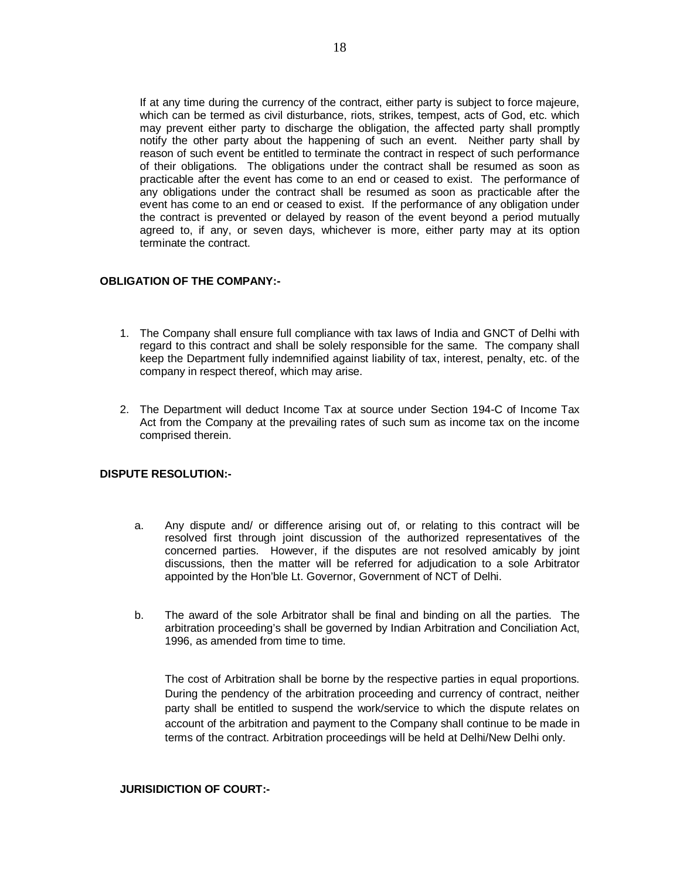If at any time during the currency of the contract, either party is subject to force majeure, which can be termed as civil disturbance, riots, strikes, tempest, acts of God, etc. which may prevent either party to discharge the obligation, the affected party shall promptly notify the other party about the happening of such an event. Neither party shall by reason of such event be entitled to terminate the contract in respect of such performance of their obligations. The obligations under the contract shall be resumed as soon as practicable after the event has come to an end or ceased to exist. The performance of any obligations under the contract shall be resumed as soon as practicable after the event has come to an end or ceased to exist. If the performance of any obligation under the contract is prevented or delayed by reason of the event beyond a period mutually agreed to, if any, or seven days, whichever is more, either party may at its option terminate the contract.

**OBLIGATION OF THE COMPANY:-**

1. The Company shall ensure full compliance with tax laws of India and GNCT of Delhi with regard to this contract and shall be solely responsible for the same. The company shall keep the Department fully indemnified against liability of tax, interest, penalty, etc. of the company in respect thereof, which may arise.

2. The Department will deduct Income Tax at source under Section 194-C of Income Tax Act from the Company at the prevailing rates of such sum as income tax on the income comprised therein.

**DISPUTE RESOLUTION:-**

a. Any dispute and/ or difference arising out of, or relating to this contract will be resolved first through joint discussion of the authorized representatives of the concerned parties. However, if the disputes are not resolved amicably by joint discussions, then the matter will be referred for adjudication to a sole Arbitrator appointed by the Hon'ble Lt. Governor, Government of NCT of Delhi.

b. The award of the sole Arbitrator shall be final and binding on all the parties. The arbitration proceeding's shall be governed by Indian Arbitration and Conciliation Act, 1996, as amended from time to time.

   The cost of Arbitration shall be borne by the respective parties in equal proportions. During the pendency of the arbitration proceeding and currency of contract, neither party shall be entitled to suspend the work/service to which the dispute relates on account of the arbitration and payment to the Company shall continue to be made in terms of the contract. Arbitration proceedings will be held at Delhi/New Delhi only.

**JURISIDICTION OF COURT:-**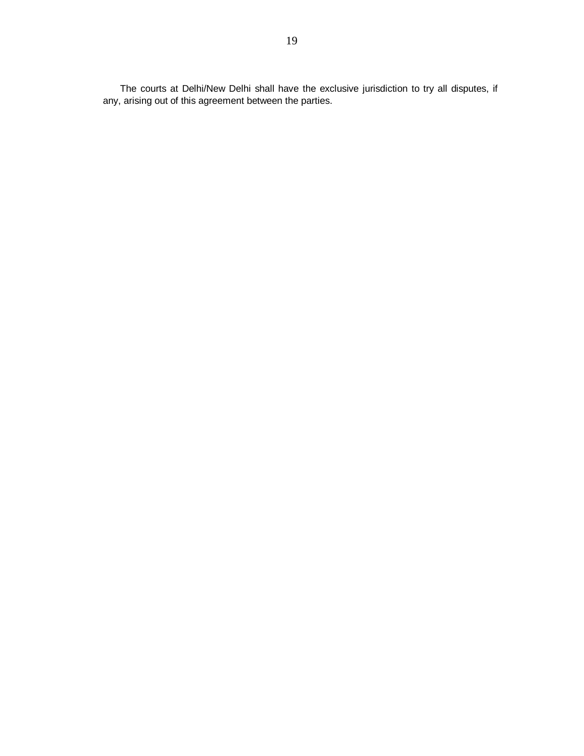The courts at Delhi/New Delhi shall have the exclusive jurisdiction to try all disputes, if any, arising out of this agreement between the parties.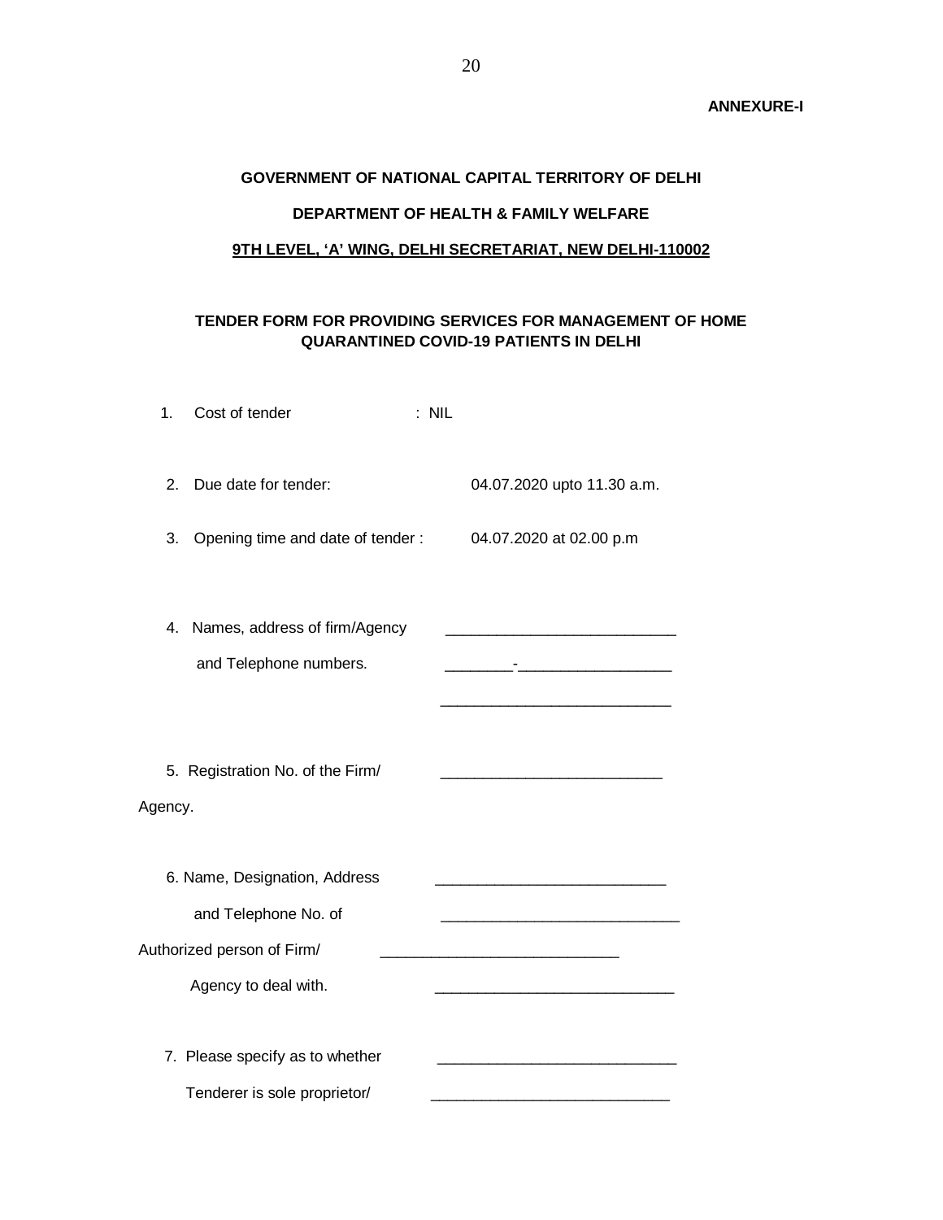**ANNEXURE-I**

**GOVERNMENT OF NATIONAL CAPITAL TERRITORY OF DELHI**

**DEPARTMENT OF HEALTH & FAMILY WELFARE**

**9TH LEVEL, 'A' WING, DELHI SECRETARIAT, NEW DELHI-110002**

**TENDER FORM FOR PROVIDING SERVICES FOR MANAGEMENT OF HOME QUARANTINED COVID-19 PATIENTS IN DELHI**

1. Cost of tender : NIL

2. Due date for tender: 04.07.2020 upto 11.30 a.m.

3. Opening time and date of tender : 04.07.2020 at 02.00 p.m

4. Names, address of firm/Agency and Telephone numbers. ___________________________ ________-__________________ ___________________________

5. Registration No. of the Firm/ Agency. ___________________________

6. Name, Designation, Address and Telephone No. of Authorized person of Firm/ Agency to deal with. ___________________________ ___________________________ ___________________________ ___________________________

7. Please specify as to whether Tenderer is sole proprietor/ ___________________________ ___________________________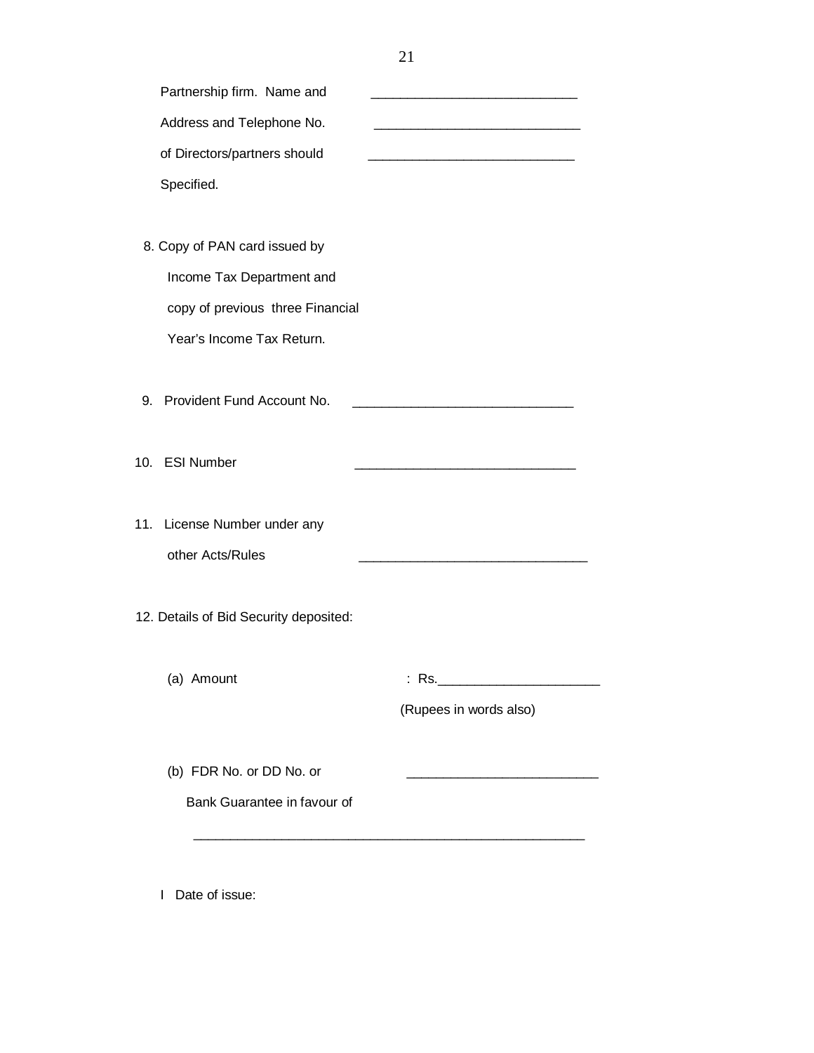Partnership firm. Name and ____________________________

Address and Telephone No. ____________________________

of Directors/partners should ____________________________

Specified.

8. Copy of PAN card issued by
   Income Tax Department and
   copy of previous three Financial
   Year's Income Tax Return.

9. Provident Fund Account No. ______________________________

10. ESI Number ______________________________

11. License Number under any
    other Acts/Rules ______________________________

12. Details of Bid Security deposited:

    (a) Amount : Rs.______________________

    (Rupees in words also)

    (b) FDR No. or DD No. or __________________________
        Bank Guarantee in favour of

    _____________________________________________________

    I Date of issue: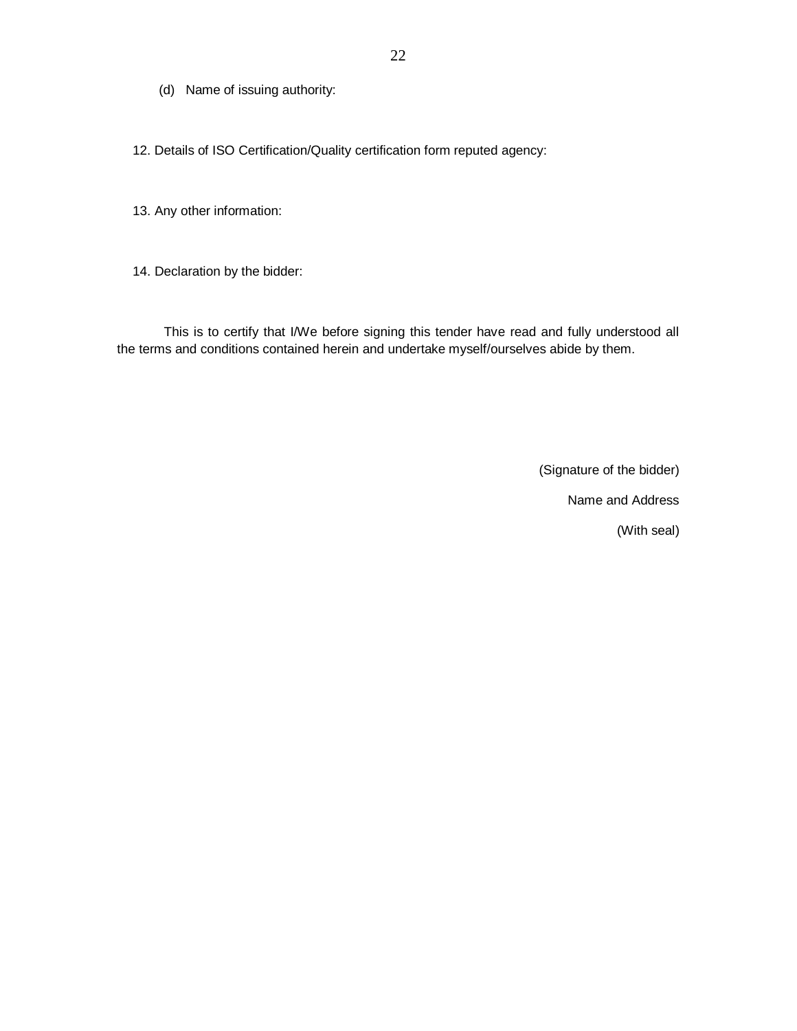(d) Name of issuing authority:

12. Details of ISO Certification/Quality certification form reputed agency:

13. Any other information:

14. Declaration by the bidder:

This is to certify that I/We before signing this tender have read and fully understood all the terms and conditions contained herein and undertake myself/ourselves abide by them.

(Signature of the bidder)

Name and Address

(With seal)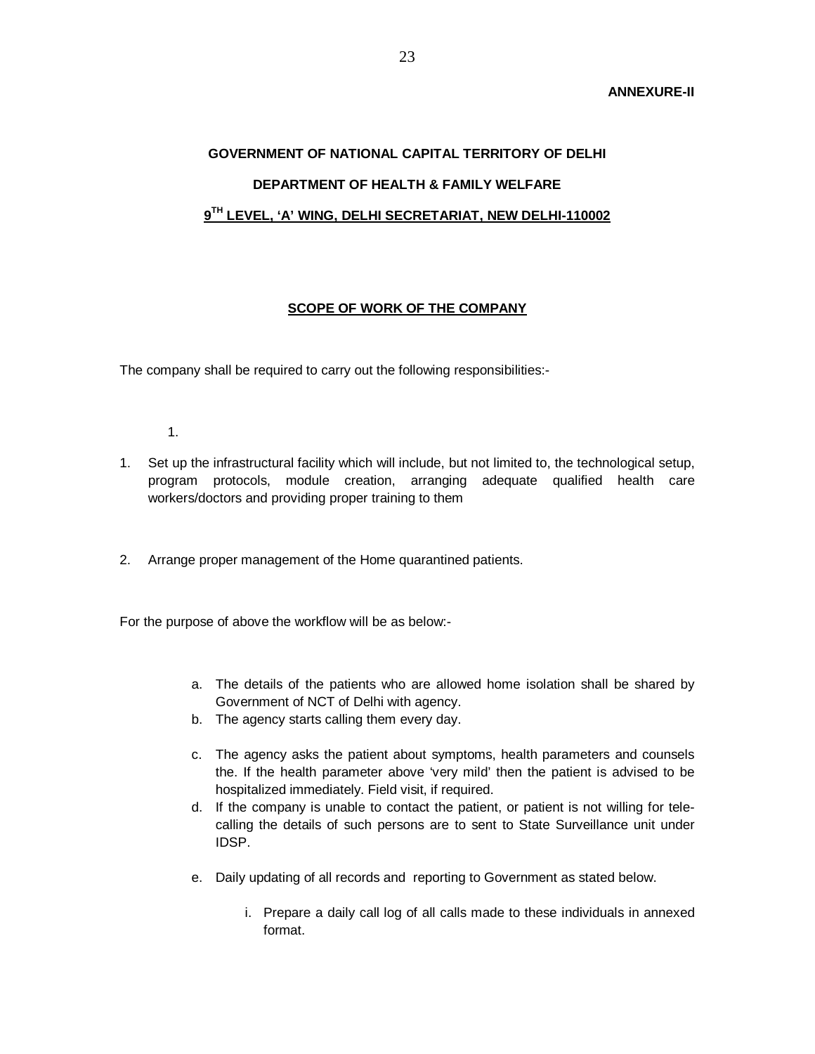**ANNEXURE-II**

**GOVERNMENT OF NATIONAL CAPITAL TERRITORY OF DELHI**

**DEPARTMENT OF HEALTH & FAMILY WELFARE**

**9TH LEVEL, 'A' WING, DELHI SECRETARIAT, NEW DELHI-110002**

**SCOPE OF WORK OF THE COMPANY**

The company shall be required to carry out the following responsibilities:-

1.

1. Set up the infrastructural facility which will include, but not limited to, the technological setup, program protocols, module creation, arranging adequate qualified health care workers/doctors and providing proper training to them

2. Arrange proper management of the Home quarantined patients.

For the purpose of above the workflow will be as below:-

a. The details of the patients who are allowed home isolation shall be shared by Government of NCT of Delhi with agency.
b. The agency starts calling them every day.
c. The agency asks the patient about symptoms, health parameters and counsels the. If the health parameter above 'very mild' then the patient is advised to be hospitalized immediately. Field visit, if required.
d. If the company is unable to contact the patient, or patient is not willing for tele-calling the details of such persons are to sent to State Surveillance unit under IDSP.
e. Daily updating of all records and reporting to Government as stated below.
   i. Prepare a daily call log of all calls made to these individuals in annexed format.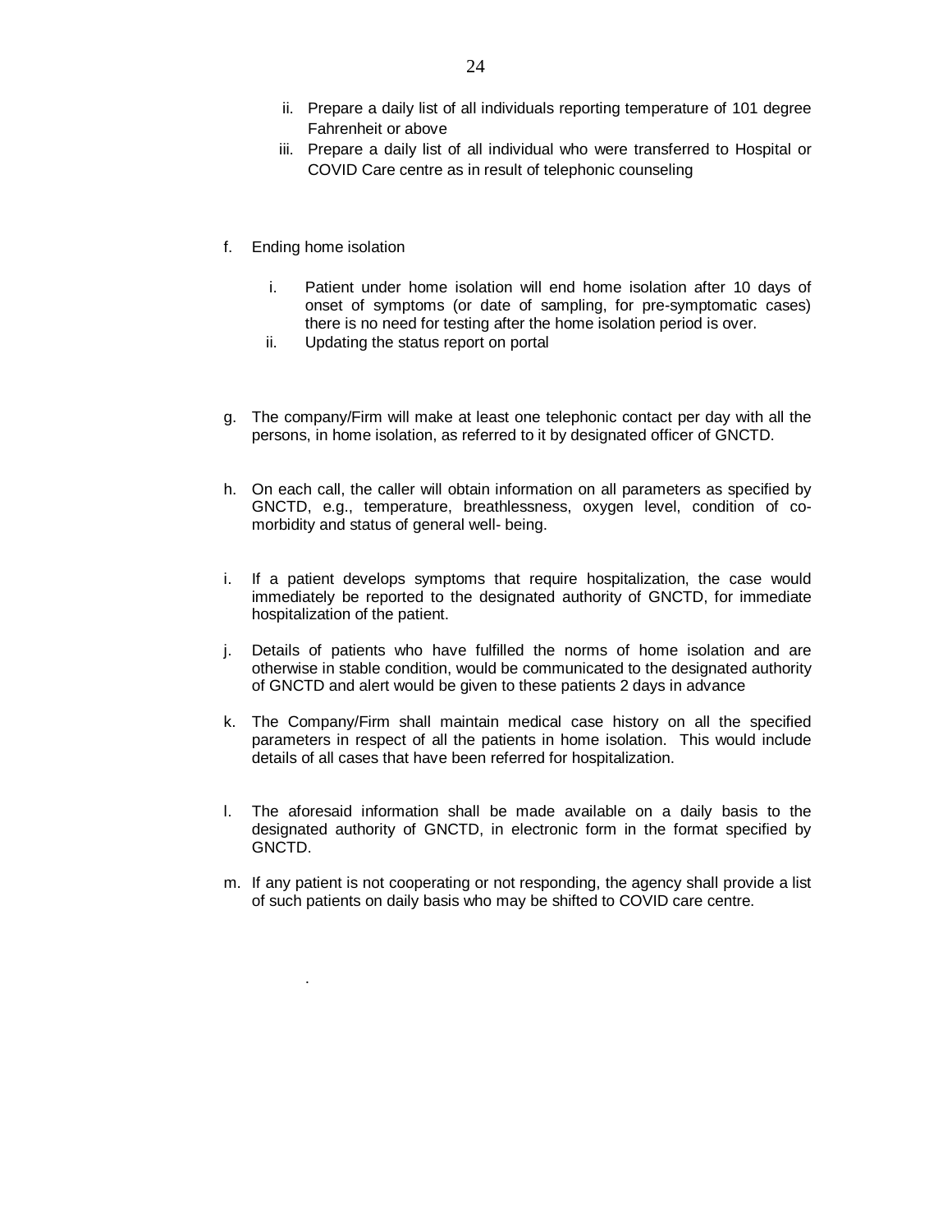ii. Prepare a daily list of all individuals reporting temperature of 101 degree Fahrenheit or above
   iii. Prepare a daily list of all individual who were transferred to Hospital or COVID Care centre as in result of telephonic counseling

f. Ending home isolation

   i. Patient under home isolation will end home isolation after 10 days of onset of symptoms (or date of sampling, for pre-symptomatic cases) there is no need for testing after the home isolation period is over.
   ii. Updating the status report on portal

g. The company/Firm will make at least one telephonic contact per day with all the persons, in home isolation, as referred to it by designated officer of GNCTD.

h. On each call, the caller will obtain information on all parameters as specified by GNCTD, e.g., temperature, breathlessness, oxygen level, condition of co-morbidity and status of general well- being.

i. If a patient develops symptoms that require hospitalization, the case would immediately be reported to the designated authority of GNCTD, for immediate hospitalization of the patient.

j. Details of patients who have fulfilled the norms of home isolation and are otherwise in stable condition, would be communicated to the designated authority of GNCTD and alert would be given to these patients 2 days in advance

k. The Company/Firm shall maintain medical case history on all the specified parameters in respect of all the patients in home isolation. This would include details of all cases that have been referred for hospitalization.

l. The aforesaid information shall be made available on a daily basis to the designated authority of GNCTD, in electronic form in the format specified by GNCTD.

m. If any patient is not cooperating or not responding, the agency shall provide a list of such patients on daily basis who may be shifted to COVID care centre.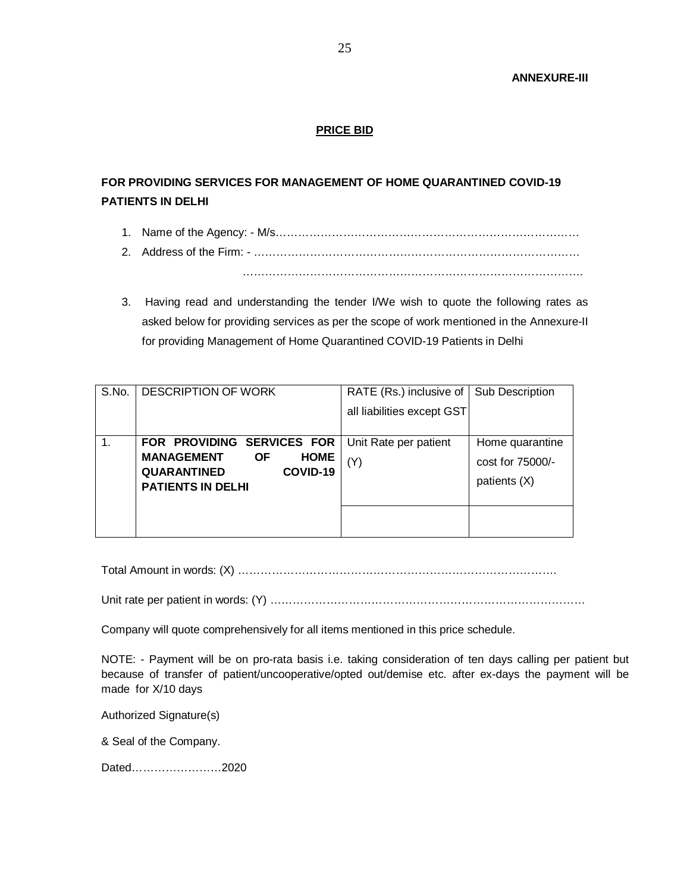**ANNEXURE-III**

## PRICE BID

### FOR PROVIDING SERVICES FOR MANAGEMENT OF HOME QUARANTINED COVID-19 PATIENTS IN DELHI

1. Name of the Agency: - M/s…………………………………………………………………………
2. Address of the Firm: - …………………………………………………………………………

   ……………………………………………………………………………………
3. Having read and understanding the tender I/We wish to quote the following rates as asked below for providing services as per the scope of work mentioned in the Annexure-II for providing Management of Home Quarantined COVID-19 Patients in Delhi

| S.No. | DESCRIPTION OF WORK | RATE (Rs.) inclusive of all liabilities except GST | Sub Description |
|---|---|---|---|
| 1. | **FOR PROVIDING SERVICES FOR MANAGEMENT OF HOME QUARANTINED COVID-19 PATIENTS IN DELHI** | Unit Rate per patient (Y) | Home quarantine cost for 75000/- patients (X) |
| | | | |

Total Amount in words: (X) ……………………………………………………………………………

Unit rate per patient in words: (Y) ……………………………………………………………………

Company will quote comprehensively for all items mentioned in this price schedule.

NOTE: - Payment will be on pro-rata basis i.e. taking consideration of ten days calling per patient but because of transfer of patient/uncooperative/opted out/demise etc. after ex-days the payment will be made for X/10 days

Authorized Signature(s)

& Seal of the Company.

Dated……………………2020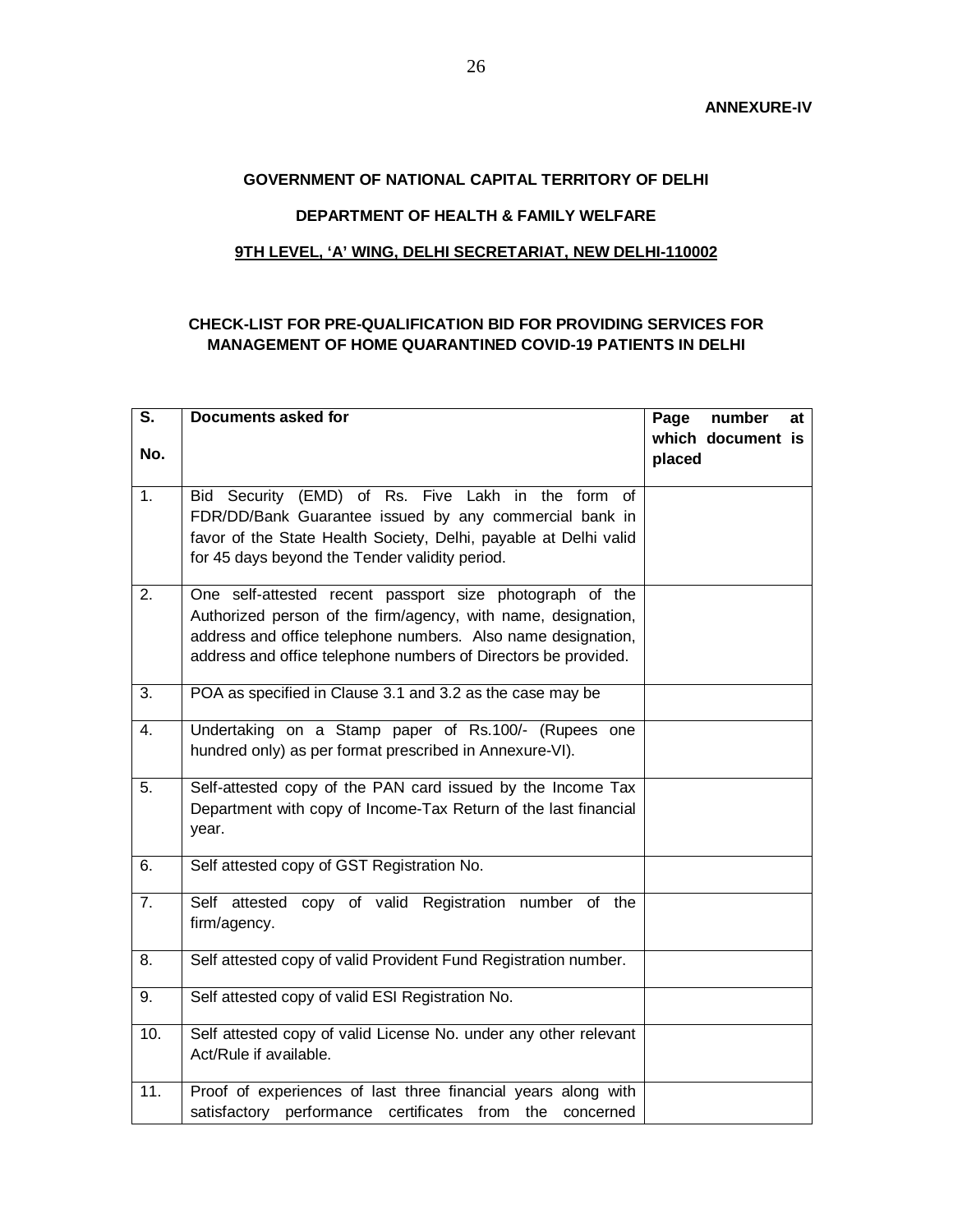**ANNEXURE-IV**

**GOVERNMENT OF NATIONAL CAPITAL TERRITORY OF DELHI**

**DEPARTMENT OF HEALTH & FAMILY WELFARE**

**9TH LEVEL, 'A' WING, DELHI SECRETARIAT, NEW DELHI-110002**

**CHECK-LIST FOR PRE-QUALIFICATION BID FOR PROVIDING SERVICES FOR MANAGEMENT OF HOME QUARANTINED COVID-19 PATIENTS IN DELHI**

| S. No. | Documents asked for | Page number at which document is placed |
|---|---|---|
| 1. | Bid Security (EMD) of Rs. Five Lakh in the form of FDR/DD/Bank Guarantee issued by any commercial bank in favor of the State Health Society, Delhi, payable at Delhi valid for 45 days beyond the Tender validity period. | |
| 2. | One self-attested recent passport size photograph of the Authorized person of the firm/agency, with name, designation, address and office telephone numbers. Also name designation, address and office telephone numbers of Directors be provided. | |
| 3. | POA as specified in Clause 3.1 and 3.2 as the case may be | |
| 4. | Undertaking on a Stamp paper of Rs.100/- (Rupees one hundred only) as per format prescribed in Annexure-VI). | |
| 5. | Self-attested copy of the PAN card issued by the Income Tax Department with copy of Income-Tax Return of the last financial year. | |
| 6. | Self attested copy of GST Registration No. | |
| 7. | Self attested copy of valid Registration number of the firm/agency. | |
| 8. | Self attested copy of valid Provident Fund Registration number. | |
| 9. | Self attested copy of valid ESI Registration No. | |
| 10. | Self attested copy of valid License No. under any other relevant Act/Rule if available. | |
| 11. | Proof of experiences of last three financial years along with satisfactory performance certificates from the concerned | |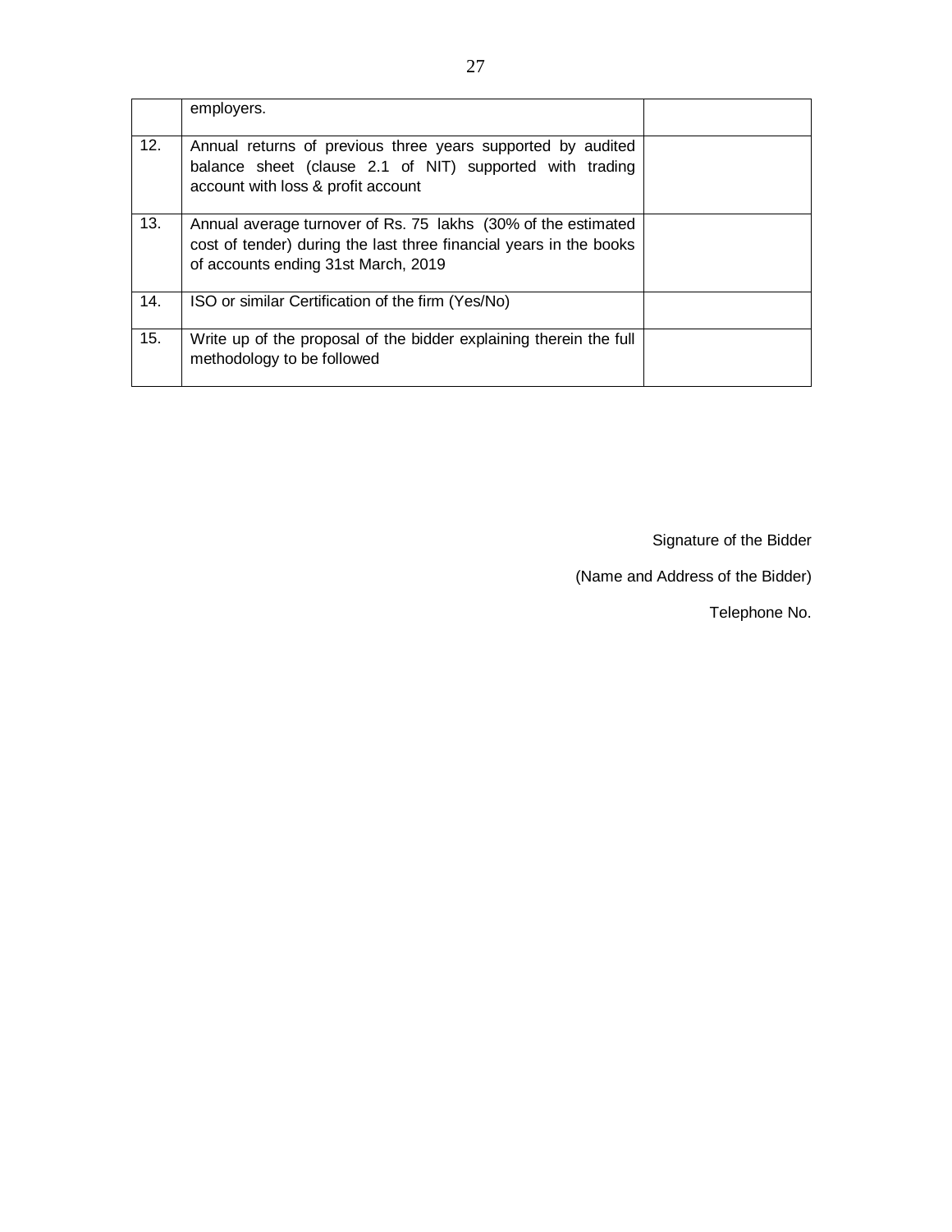| | | |
|---|---|---|
| | employers. | |
| 12. | Annual returns of previous three years supported by audited balance sheet (clause 2.1 of NIT) supported with trading account with loss & profit account | |
| 13. | Annual average turnover of Rs. 75 lakhs (30% of the estimated cost of tender) during the last three financial years in the books of accounts ending 31st March, 2019 | |
| 14. | ISO or similar Certification of the firm (Yes/No) | |
| 15. | Write up of the proposal of the bidder explaining therein the full methodology to be followed | |

Signature of the Bidder

(Name and Address of the Bidder)

Telephone No.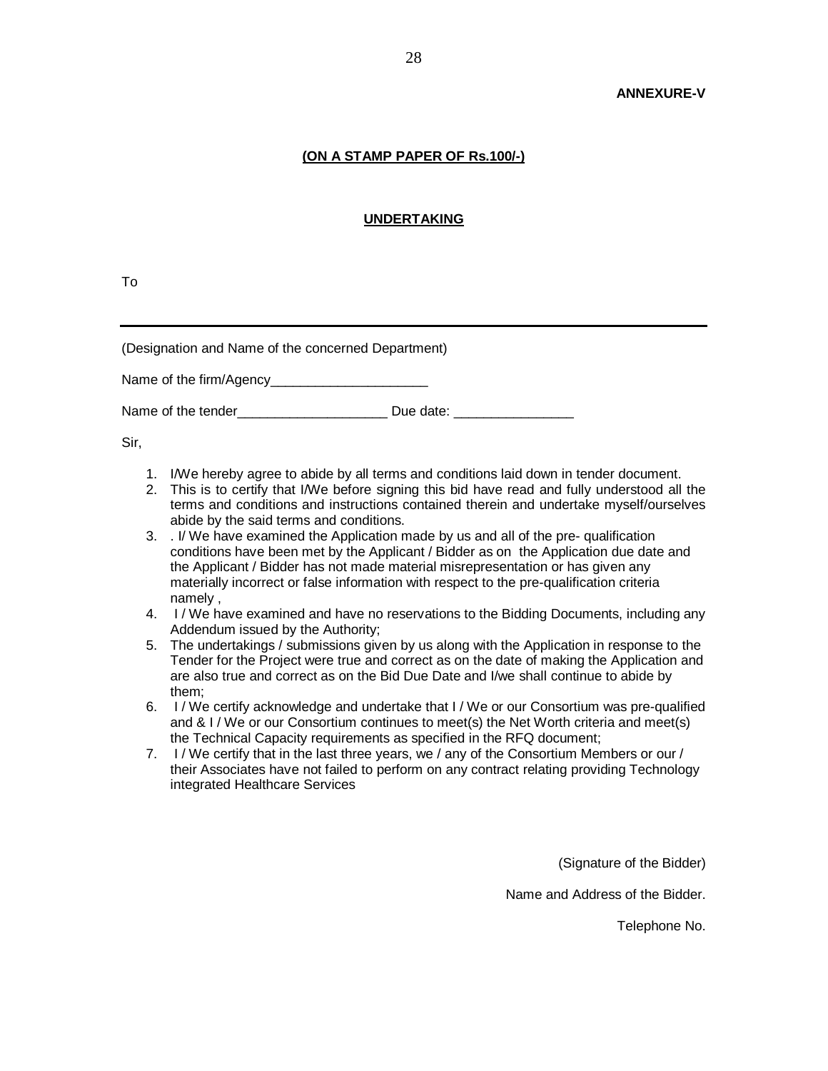**ANNEXURE-V**

**(ON A STAMP PAPER OF Rs.100/-)**

**UNDERTAKING**

To

---

(Designation and Name of the concerned Department)

Name of the firm/Agency_____________________

Name of the tender____________________ Due date: ________________

Sir,

1. I/We hereby agree to abide by all terms and conditions laid down in tender document.
2. This is to certify that I/We before signing this bid have read and fully understood all the terms and conditions and instructions contained therein and undertake myself/ourselves abide by the said terms and conditions.
3. . I/ We have examined the Application made by us and all of the pre- qualification conditions have been met by the Applicant / Bidder as on the Application due date and the Applicant / Bidder has not made material misrepresentation or has given any materially incorrect or false information with respect to the pre-qualification criteria namely ,
4. I / We have examined and have no reservations to the Bidding Documents, including any Addendum issued by the Authority;
5. The undertakings / submissions given by us along with the Application in response to the Tender for the Project were true and correct as on the date of making the Application and are also true and correct as on the Bid Due Date and I/we shall continue to abide by them;
6. I / We certify acknowledge and undertake that I / We or our Consortium was pre-qualified and & I / We or our Consortium continues to meet(s) the Net Worth criteria and meet(s) the Technical Capacity requirements as specified in the RFQ document;
7. I / We certify that in the last three years, we / any of the Consortium Members or our / their Associates have not failed to perform on any contract relating providing Technology integrated Healthcare Services

(Signature of the Bidder)

Name and Address of the Bidder.

Telephone No.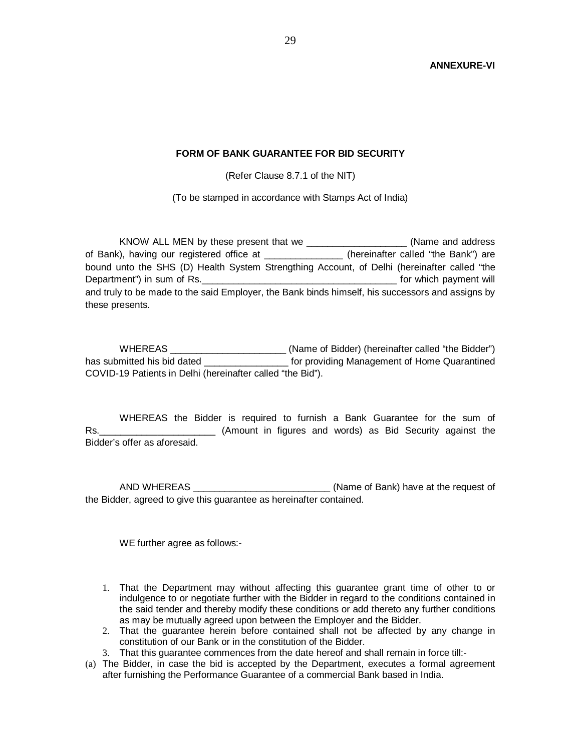**ANNEXURE-VI**

**FORM OF BANK GUARANTEE FOR BID SECURITY**

(Refer Clause 8.7.1 of the NIT)

(To be stamped in accordance with Stamps Act of India)

KNOW ALL MEN by these present that we ___________________ (Name and address of Bank), having our registered office at _______________ (hereinafter called "the Bank") are bound unto the SHS (D) Health System Strengthing Account, of Delhi (hereinafter called "the Department") in sum of Rs._____________________________________ for which payment will and truly to be made to the said Employer, the Bank binds himself, his successors and assigns by these presents.

WHEREAS ______________________ (Name of Bidder) (hereinafter called "the Bidder") has submitted his bid dated ________________ for providing Management of Home Quarantined COVID-19 Patients in Delhi (hereinafter called "the Bid").

WHEREAS the Bidder is required to furnish a Bank Guarantee for the sum of Rs.______________________ (Amount in figures and words) as Bid Security against the Bidder's offer as aforesaid.

AND WHEREAS __________________________ (Name of Bank) have at the request of the Bidder, agreed to give this guarantee as hereinafter contained.

WE further agree as follows:-

1. That the Department may without affecting this guarantee grant time of other to or indulgence to or negotiate further with the Bidder in regard to the conditions contained in the said tender and thereby modify these conditions or add thereto any further conditions as may be mutually agreed upon between the Employer and the Bidder.
2. That the guarantee herein before contained shall not be affected by any change in constitution of our Bank or in the constitution of the Bidder.
3. That this guarantee commences from the date hereof and shall remain in force till:-

(a) The Bidder, in case the bid is accepted by the Department, executes a formal agreement after furnishing the Performance Guarantee of a commercial Bank based in India.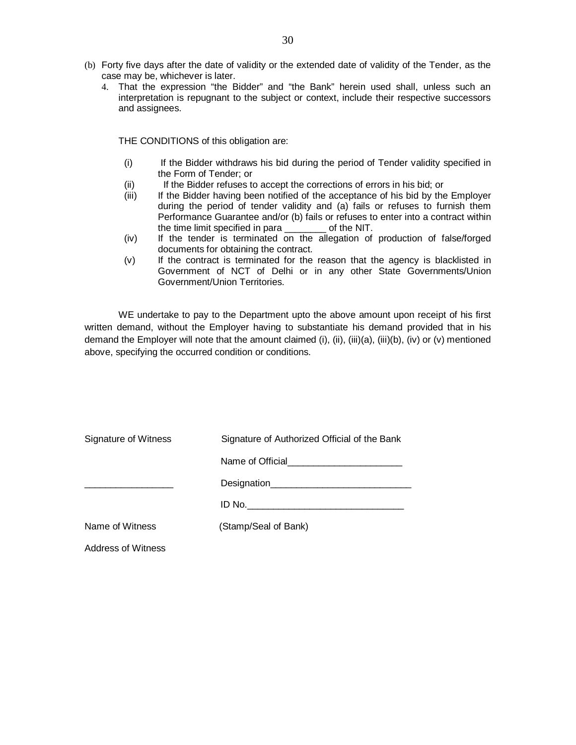(b) Forty five days after the date of validity or the extended date of validity of the Tender, as the case may be, whichever is later.

4. That the expression "the Bidder" and "the Bank" herein used shall, unless such an interpretation is repugnant to the subject or context, include their respective successors and assignees.

THE CONDITIONS of this obligation are:

(i) If the Bidder withdraws his bid during the period of Tender validity specified in the Form of Tender; or

(ii) If the Bidder refuses to accept the corrections of errors in his bid; or

(iii) If the Bidder having been notified of the acceptance of his bid by the Employer during the period of tender validity and (a) fails or refuses to furnish them Performance Guarantee and/or (b) fails or refuses to enter into a contract within the time limit specified in para ________ of the NIT.

(iv) If the tender is terminated on the allegation of production of false/forged documents for obtaining the contract.

(v) If the contract is terminated for the reason that the agency is blacklisted in Government of NCT of Delhi or in any other State Governments/Union Government/Union Territories.

WE undertake to pay to the Department upto the above amount upon receipt of his first written demand, without the Employer having to substantiate his demand provided that in his demand the Employer will note that the amount claimed (i), (ii), (iii)(a), (iii)(b), (iv) or (v) mentioned above, specifying the occurred condition or conditions.

Signature of Witness    Signature of Authorized Official of the Bank

Name of Official______________________

_________________    Designation___________________________

ID No.______________________________

Name of Witness    (Stamp/Seal of Bank)

Address of Witness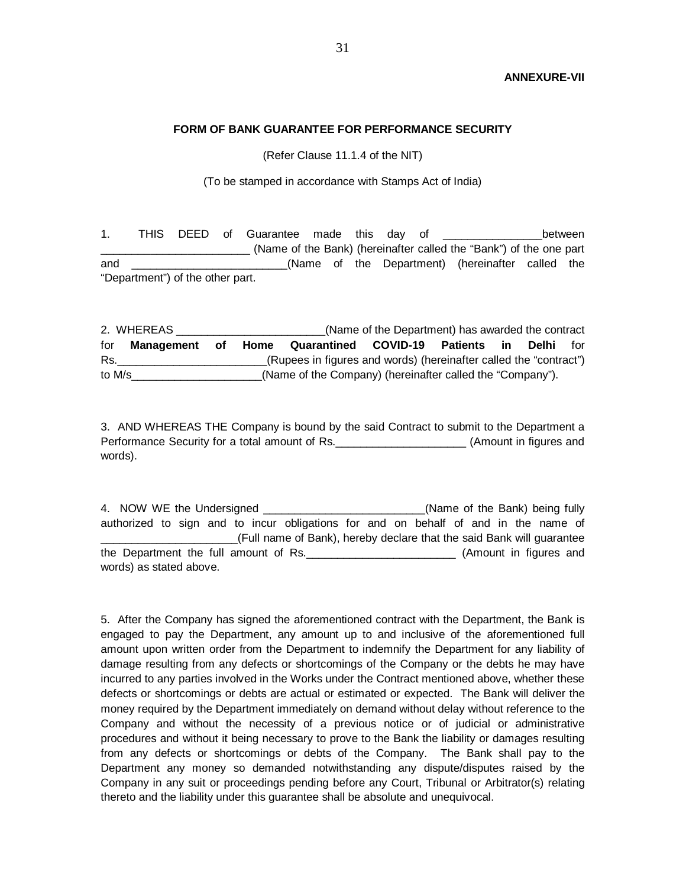**ANNEXURE-VII**

**FORM OF BANK GUARANTEE FOR PERFORMANCE SECURITY**

(Refer Clause 11.1.4 of the NIT)

(To be stamped in accordance with Stamps Act of India)

1. THIS DEED of Guarantee made this day of ________________between ________________________ (Name of the Bank) (hereinafter called the "Bank") of the one part and _________________________(Name of the Department) (hereinafter called the "Department") of the other part.

2. WHEREAS ________________________(Name of the Department) has awarded the contract for **Management of Home Quarantined COVID-19 Patients in Delhi** for Rs.________________________(Rupees in figures and words) (hereinafter called the "contract") to M/s_____________________(Name of the Company) (hereinafter called the "Company").

3. AND WHEREAS THE Company is bound by the said Contract to submit to the Department a Performance Security for a total amount of Rs._____________________ (Amount in figures and words).

4. NOW WE the Undersigned __________________________(Name of the Bank) being fully authorized to sign and to incur obligations for and on behalf of and in the name of ______________________(Full name of Bank), hereby declare that the said Bank will guarantee the Department the full amount of Rs.________________________ (Amount in figures and words) as stated above.

5. After the Company has signed the aforementioned contract with the Department, the Bank is engaged to pay the Department, any amount up to and inclusive of the aforementioned full amount upon written order from the Department to indemnify the Department for any liability of damage resulting from any defects or shortcomings of the Company or the debts he may have incurred to any parties involved in the Works under the Contract mentioned above, whether these defects or shortcomings or debts are actual or estimated or expected. The Bank will deliver the money required by the Department immediately on demand without delay without reference to the Company and without the necessity of a previous notice or of judicial or administrative procedures and without it being necessary to prove to the Bank the liability or damages resulting from any defects or shortcomings or debts of the Company. The Bank shall pay to the Department any money so demanded notwithstanding any dispute/disputes raised by the Company in any suit or proceedings pending before any Court, Tribunal or Arbitrator(s) relating thereto and the liability under this guarantee shall be absolute and unequivocal.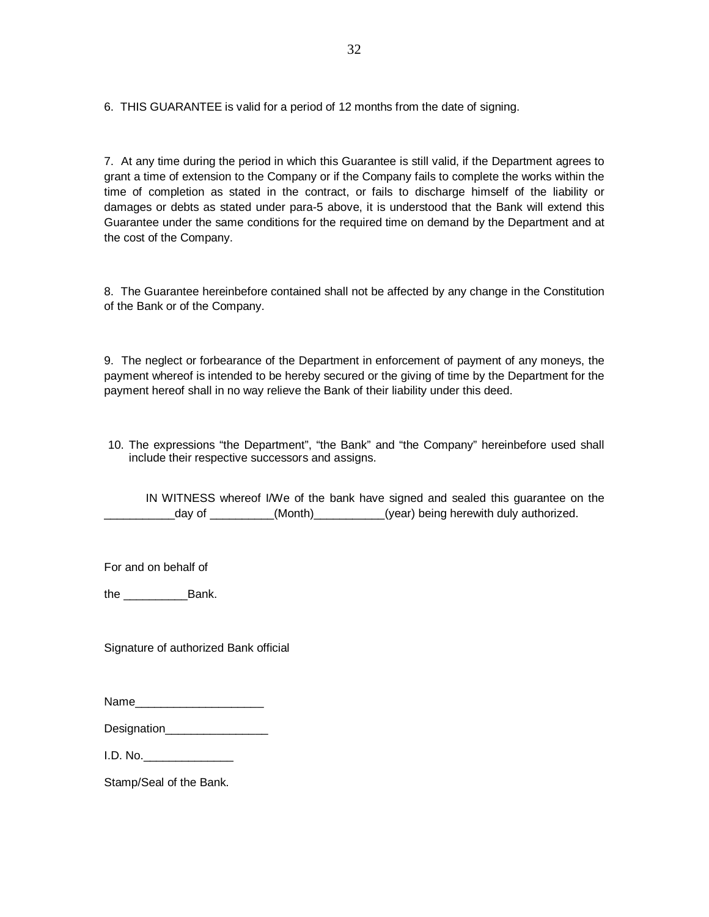6. THIS GUARANTEE is valid for a period of 12 months from the date of signing.

7. At any time during the period in which this Guarantee is still valid, if the Department agrees to grant a time of extension to the Company or if the Company fails to complete the works within the time of completion as stated in the contract, or fails to discharge himself of the liability or damages or debts as stated under para-5 above, it is understood that the Bank will extend this Guarantee under the same conditions for the required time on demand by the Department and at the cost of the Company.

8. The Guarantee hereinbefore contained shall not be affected by any change in the Constitution of the Bank or of the Company.

9. The neglect or forbearance of the Department in enforcement of payment of any moneys, the payment whereof is intended to be hereby secured or the giving of time by the Department for the payment hereof shall in no way relieve the Bank of their liability under this deed.

10. The expressions "the Department", "the Bank" and "the Company" hereinbefore used shall include their respective successors and assigns.

IN WITNESS whereof I/We of the bank have signed and sealed this guarantee on the ___________day of __________(Month)___________(year) being herewith duly authorized.

For and on behalf of

the __________Bank.

Signature of authorized Bank official

Name____________________

Designation________________

I.D. No.______________

Stamp/Seal of the Bank.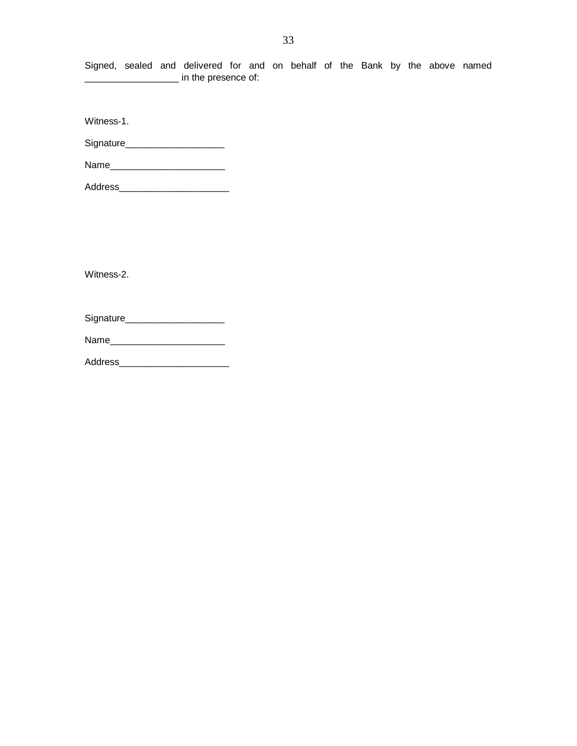Signed, sealed and delivered for and on behalf of the Bank by the above named _________________ in the presence of:

Witness-1.

Signature__________________

Name_____________________

Address____________________

Witness-2.

Signature__________________

Name_____________________

Address____________________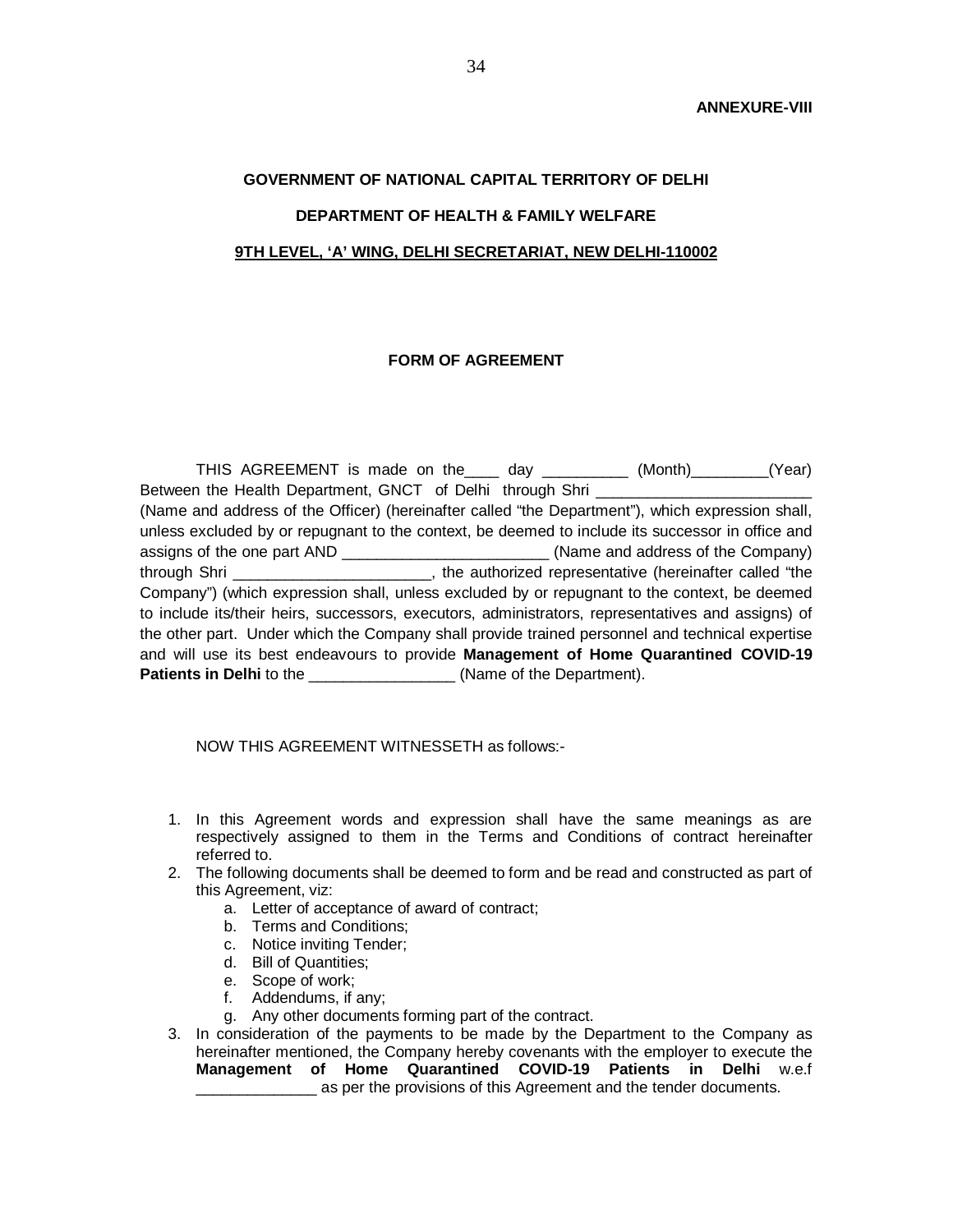**ANNEXURE-VIII**

**GOVERNMENT OF NATIONAL CAPITAL TERRITORY OF DELHI**

**DEPARTMENT OF HEALTH & FAMILY WELFARE**

**9TH LEVEL, 'A' WING, DELHI SECRETARIAT, NEW DELHI-110002**

**FORM OF AGREEMENT**

THIS AGREEMENT is made on the____ day __________ (Month)_________(Year) Between the Health Department, GNCT of Delhi through Shri _________________________ (Name and address of the Officer) (hereinafter called "the Department"), which expression shall, unless excluded by or repugnant to the context, be deemed to include its successor in office and assigns of the one part AND ________________________ (Name and address of the Company) through Shri _______________________, the authorized representative (hereinafter called "the Company") (which expression shall, unless excluded by or repugnant to the context, be deemed to include its/their heirs, successors, executors, administrators, representatives and assigns) of the other part. Under which the Company shall provide trained personnel and technical expertise and will use its best endeavours to provide **Management of Home Quarantined COVID-19 Patients in Delhi** to the _________________ (Name of the Department).

NOW THIS AGREEMENT WITNESSETH as follows:-

1. In this Agreement words and expression shall have the same meanings as are respectively assigned to them in the Terms and Conditions of contract hereinafter referred to.
2. The following documents shall be deemed to form and be read and constructed as part of this Agreement, viz:
   a. Letter of acceptance of award of contract;
   b. Terms and Conditions;
   c. Notice inviting Tender;
   d. Bill of Quantities;
   e. Scope of work;
   f. Addendums, if any;
   g. Any other documents forming part of the contract.
3. In consideration of the payments to be made by the Department to the Company as hereinafter mentioned, the Company hereby covenants with the employer to execute the **Management of Home Quarantined COVID-19 Patients in Delhi** w.e.f ______________ as per the provisions of this Agreement and the tender documents.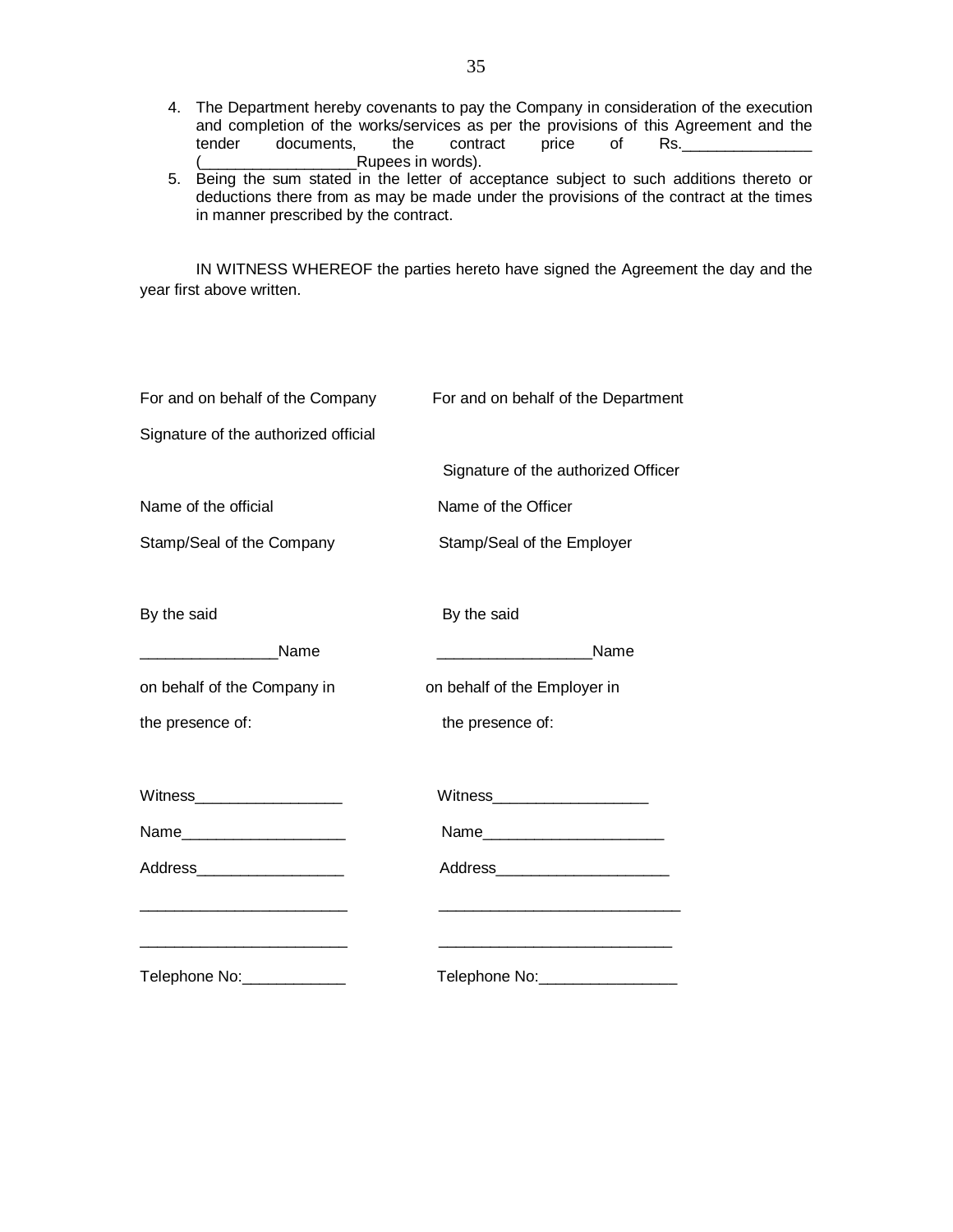4. The Department hereby covenants to pay the Company in consideration of the execution and completion of the works/services as per the provisions of this Agreement and the tender documents, the contract price of Rs._______________ (__________________Rupees in words).
5. Being the sum stated in the letter of acceptance subject to such additions thereto or deductions there from as may be made under the provisions of the contract at the times in manner prescribed by the contract.

IN WITNESS WHEREOF the parties hereto have signed the Agreement the day and the year first above written.

| | |
|---|---|
| For and on behalf of the Company | For and on behalf of the Department |
| Signature of the authorized official | |
| | Signature of the authorized Officer |
| Name of the official | Name of the Officer |
| Stamp/Seal of the Company | Stamp/Seal of the Employer |
| By the said | By the said |
| ________________Name | __________________Name |
| on behalf of the Company in | on behalf of the Employer in |
| the presence of: | the presence of: |
| Witness_________________ | Witness__________________ |
| Name___________________ | Name_____________________ |
| Address_________________ | Address____________________ |
| ________________________ | ____________________________ |
| ________________________ | ___________________________ |
| Telephone No:____________ | Telephone No:________________ |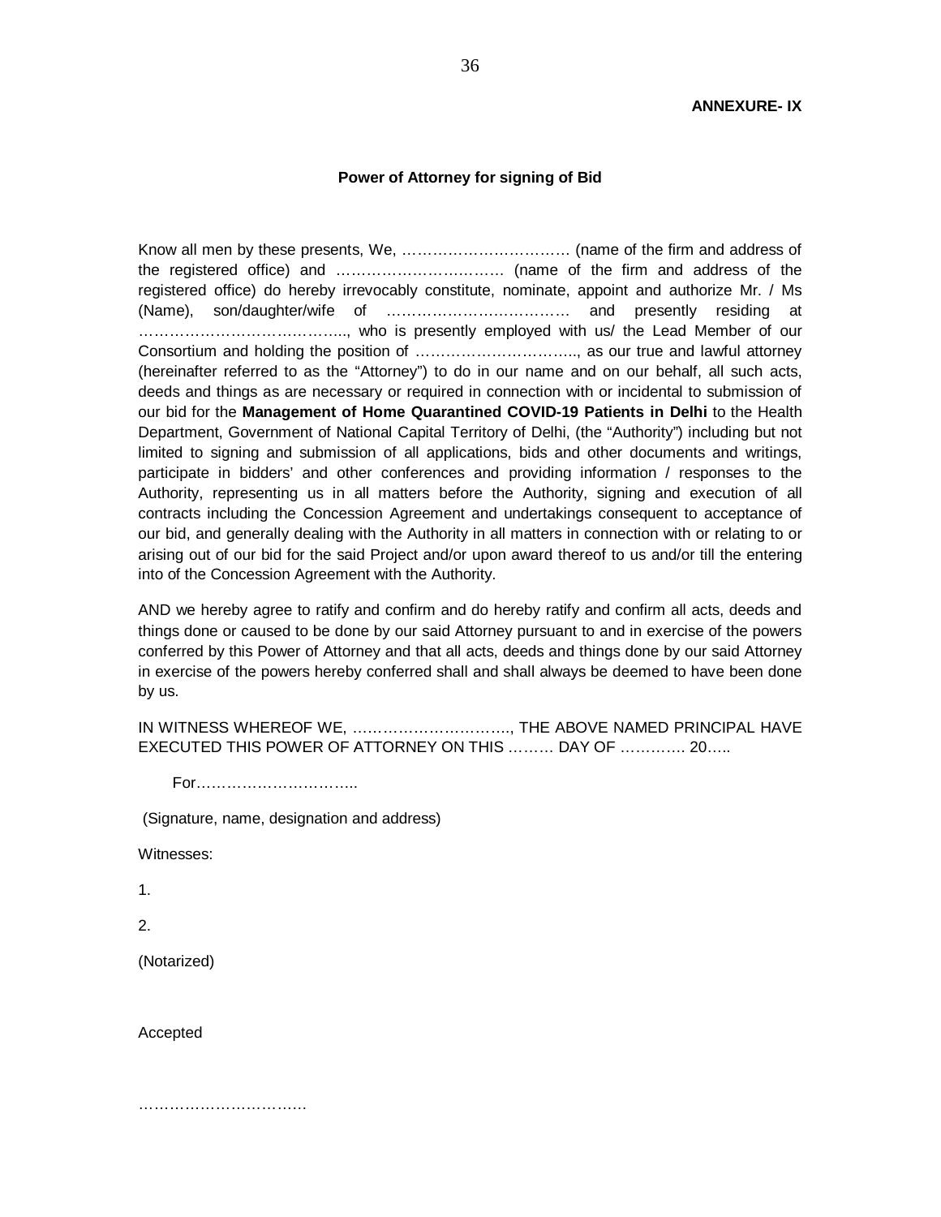**ANNEXURE- IX**

**Power of Attorney for signing of Bid**

Know all men by these presents, We, …………………………… (name of the firm and address of the registered office) and …………………………… (name of the firm and address of the registered office) do hereby irrevocably constitute, nominate, appoint and authorize Mr. / Ms (Name), son/daughter/wife of ……………………………… and presently residing at ………………………………….., who is presently employed with us/ the Lead Member of our Consortium and holding the position of ………………………….., as our true and lawful attorney (hereinafter referred to as the "Attorney") to do in our name and on our behalf, all such acts, deeds and things as are necessary or required in connection with or incidental to submission of our bid for the **Management of Home Quarantined COVID-19 Patients in Delhi** to the Health Department, Government of National Capital Territory of Delhi, (the "Authority") including but not limited to signing and submission of all applications, bids and other documents and writings, participate in bidders' and other conferences and providing information / responses to the Authority, representing us in all matters before the Authority, signing and execution of all contracts including the Concession Agreement and undertakings consequent to acceptance of our bid, and generally dealing with the Authority in all matters in connection with or relating to or arising out of our bid for the said Project and/or upon award thereof to us and/or till the entering into of the Concession Agreement with the Authority.

AND we hereby agree to ratify and confirm and do hereby ratify and confirm all acts, deeds and things done or caused to be done by our said Attorney pursuant to and in exercise of the powers conferred by this Power of Attorney and that all acts, deeds and things done by our said Attorney in exercise of the powers hereby conferred shall and shall always be deemed to have been done by us.

IN WITNESS WHEREOF WE, ………………………….., THE ABOVE NAMED PRINCIPAL HAVE EXECUTED THIS POWER OF ATTORNEY ON THIS ……… DAY OF …………. 20…..

For…………………………..

(Signature, name, designation and address)

Witnesses:

1.

2.

(Notarized)

Accepted

……………………………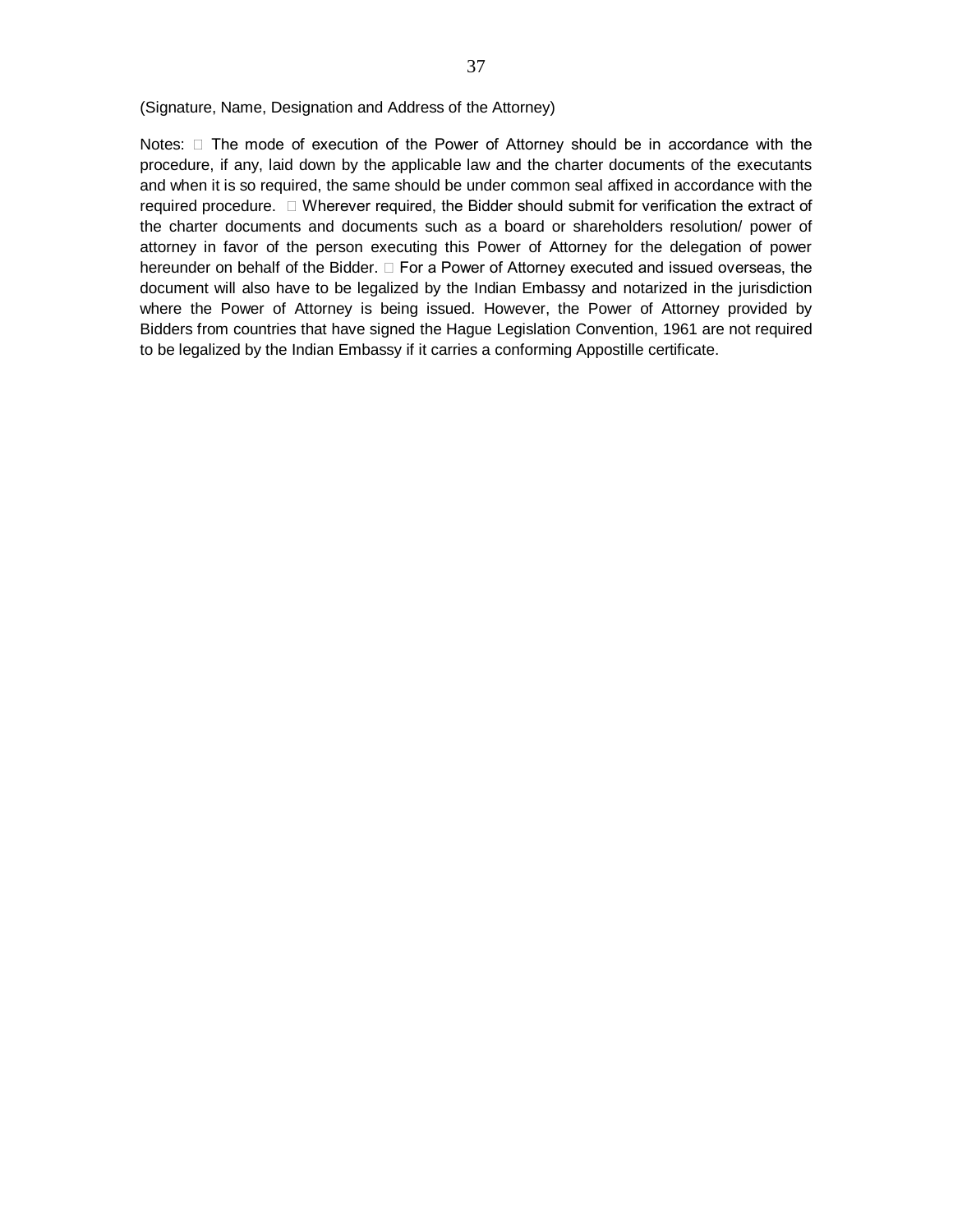(Signature, Name, Designation and Address of the Attorney)

Notes:

-  The mode of execution of the Power of Attorney should be in accordance with the procedure, if any, laid down by the applicable law and the charter documents of the executants and when it is so required, the same should be under common seal affixed in accordance with the required procedure.
-  Wherever required, the Bidder should submit for verification the extract of the charter documents and documents such as a board or shareholders resolution/ power of attorney in favor of the person executing this Power of Attorney for the delegation of power hereunder on behalf of the Bidder.
-  For a Power of Attorney executed and issued overseas, the document will also have to be legalized by the Indian Embassy and notarized in the jurisdiction where the Power of Attorney is being issued. However, the Power of Attorney provided by Bidders from countries that have signed the Hague Legislation Convention, 1961 are not required to be legalized by the Indian Embassy if it carries a conforming Appostille certificate.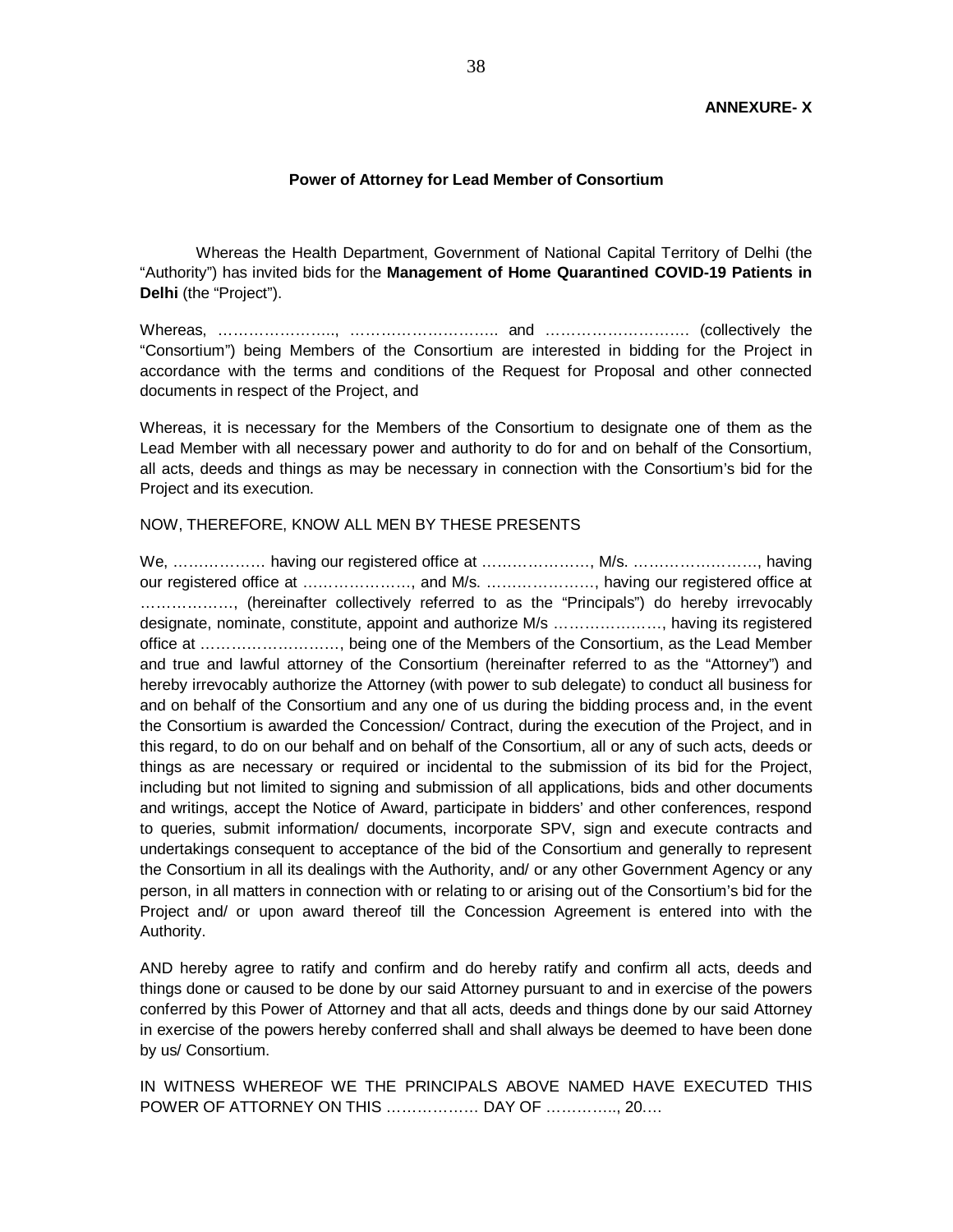**ANNEXURE- X**

## Power of Attorney for Lead Member of Consortium

Whereas the Health Department, Government of National Capital Territory of Delhi (the "Authority") has invited bids for the **Management of Home Quarantined COVID-19 Patients in Delhi** (the "Project").

Whereas, ………………….., ……………………….. and ……………………… (collectively the "Consortium") being Members of the Consortium are interested in bidding for the Project in accordance with the terms and conditions of the Request for Proposal and other connected documents in respect of the Project, and

Whereas, it is necessary for the Members of the Consortium to designate one of them as the Lead Member with all necessary power and authority to do for and on behalf of the Consortium, all acts, deeds and things as may be necessary in connection with the Consortium's bid for the Project and its execution.

NOW, THEREFORE, KNOW ALL MEN BY THESE PRESENTS

We, ……………… having our registered office at …………………, M/s. ……………………, having our registered office at …………………, and M/s. …………………, having our registered office at ………………, (hereinafter collectively referred to as the "Principals") do hereby irrevocably designate, nominate, constitute, appoint and authorize M/s …………………, having its registered office at ………………………, being one of the Members of the Consortium, as the Lead Member and true and lawful attorney of the Consortium (hereinafter referred to as the "Attorney") and hereby irrevocably authorize the Attorney (with power to sub delegate) to conduct all business for and on behalf of the Consortium and any one of us during the bidding process and, in the event the Consortium is awarded the Concession/ Contract, during the execution of the Project, and in this regard, to do on our behalf and on behalf of the Consortium, all or any of such acts, deeds or things as are necessary or required or incidental to the submission of its bid for the Project, including but not limited to signing and submission of all applications, bids and other documents and writings, accept the Notice of Award, participate in bidders' and other conferences, respond to queries, submit information/ documents, incorporate SPV, sign and execute contracts and undertakings consequent to acceptance of the bid of the Consortium and generally to represent the Consortium in all its dealings with the Authority, and/ or any other Government Agency or any person, in all matters in connection with or relating to or arising out of the Consortium's bid for the Project and/ or upon award thereof till the Concession Agreement is entered into with the Authority.

AND hereby agree to ratify and confirm and do hereby ratify and confirm all acts, deeds and things done or caused to be done by our said Attorney pursuant to and in exercise of the powers conferred by this Power of Attorney and that all acts, deeds and things done by our said Attorney in exercise of the powers hereby conferred shall and shall always be deemed to have been done by us/ Consortium.

IN WITNESS WHEREOF WE THE PRINCIPALS ABOVE NAMED HAVE EXECUTED THIS POWER OF ATTORNEY ON THIS ……………… DAY OF ………….., 20….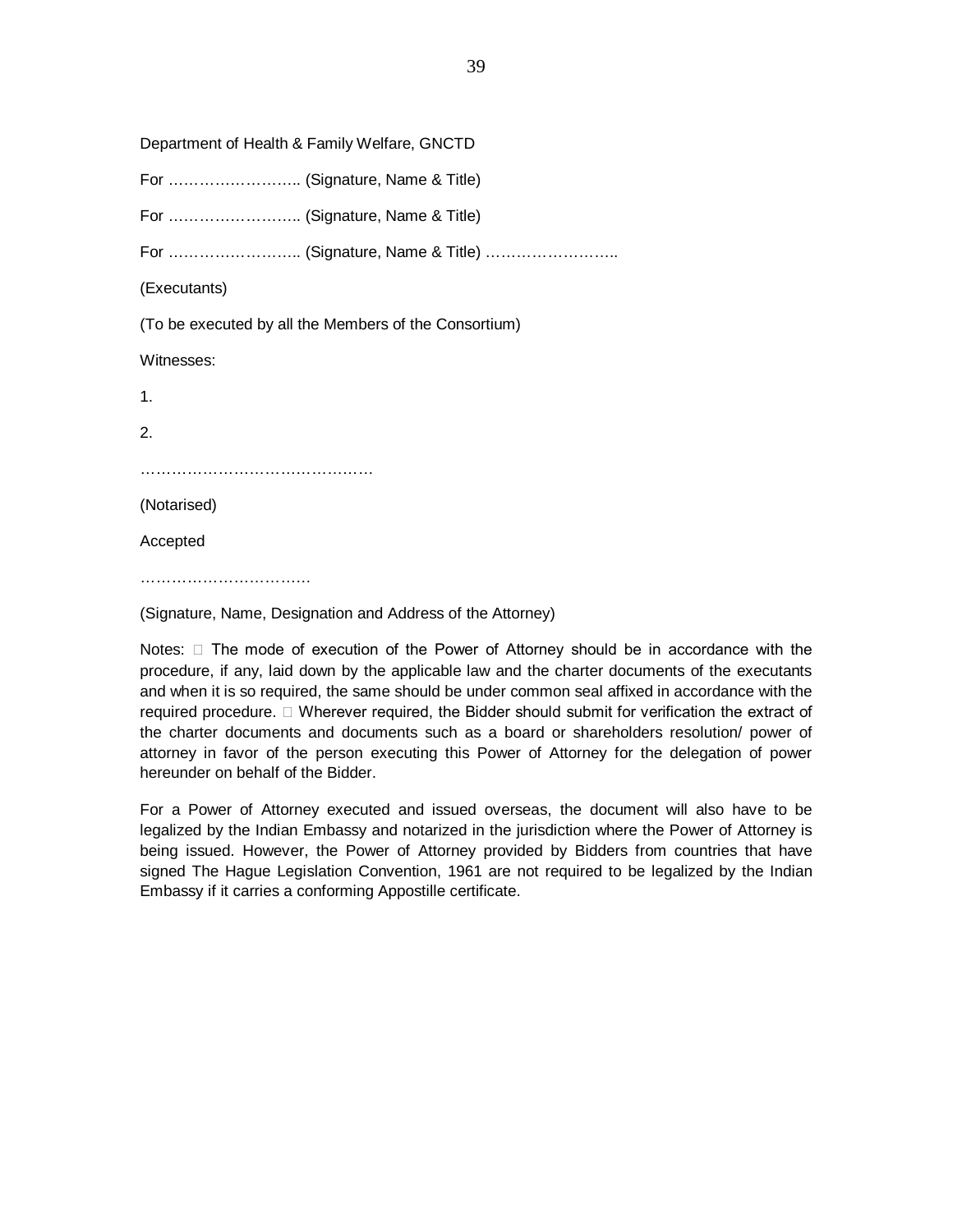Department of Health & Family Welfare, GNCTD

For …………………….. (Signature, Name & Title)

For …………………….. (Signature, Name & Title)

For …………………….. (Signature, Name & Title) ……………………..

(Executants)

(To be executed by all the Members of the Consortium)

Witnesses:

1.

2.

………………………………………

(Notarised)

Accepted

……………………………

(Signature, Name, Designation and Address of the Attorney)

Notes:  The mode of execution of the Power of Attorney should be in accordance with the procedure, if any, laid down by the applicable law and the charter documents of the executants and when it is so required, the same should be under common seal affixed in accordance with the required procedure.  Wherever required, the Bidder should submit for verification the extract of the charter documents and documents such as a board or shareholders resolution/ power of attorney in favor of the person executing this Power of Attorney for the delegation of power hereunder on behalf of the Bidder.

For a Power of Attorney executed and issued overseas, the document will also have to be legalized by the Indian Embassy and notarized in the jurisdiction where the Power of Attorney is being issued. However, the Power of Attorney provided by Bidders from countries that have signed The Hague Legislation Convention, 1961 are not required to be legalized by the Indian Embassy if it carries a conforming Appostille certificate.